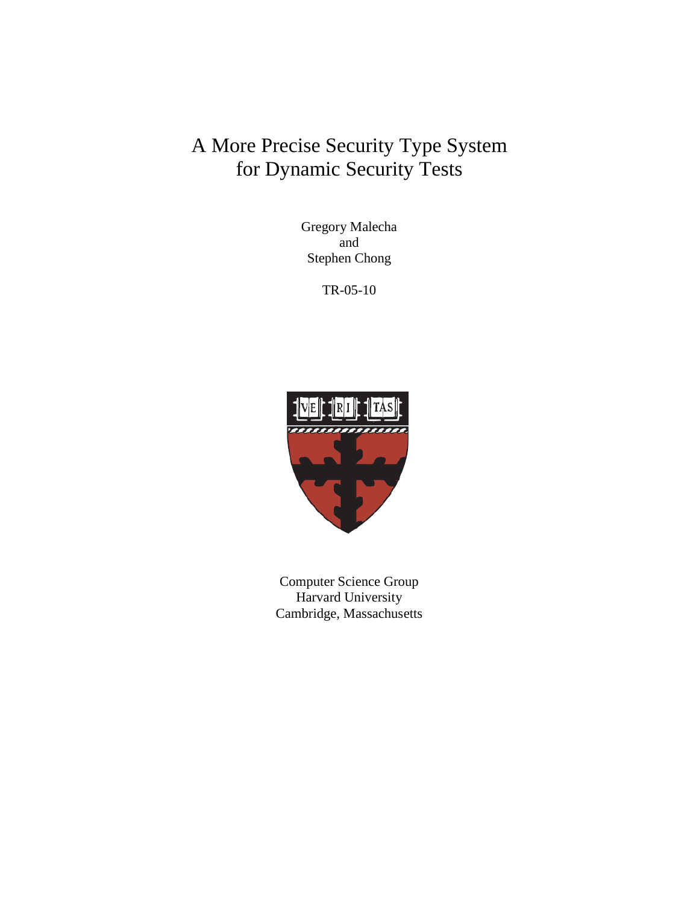# A More Precise Security Type System for Dynamic Security Tests

Gregory Malecha
and
Stephen Chong

TR-05-10

Computer Science Group
Harvard University
Cambridge, Massachusetts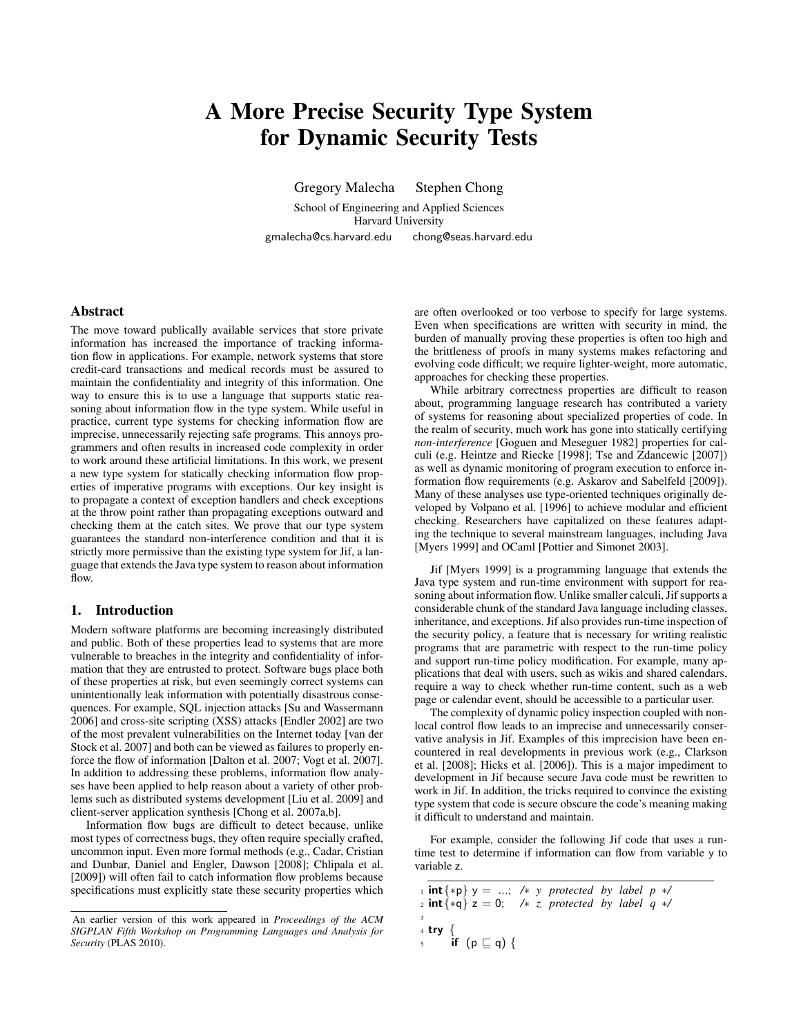# A More Precise Security Type System for Dynamic Security Tests

Gregory Malecha Stephen Chong

School of Engineering and Applied Sciences
Harvard University

gmalecha@cs.harvard.edu chong@seas.harvard.edu

## Abstract

The move toward publically available services that store private information has increased the importance of tracking information flow in applications. For example, network systems that store credit-card transactions and medical records must be assured to maintain the confidentiality and integrity of this information. One way to ensure this is to use a language that supports static reasoning about information flow in the type system. While useful in practice, current type systems for checking information flow are imprecise, unnecessarily rejecting safe programs. This annoys programmers and often results in increased code complexity in order to work around these artificial limitations. In this work, we present a new type system for statically checking information flow properties of imperative programs with exceptions. Our key insight is to propagate a context of exception handlers and check exceptions at the throw point rather than propagating exceptions outward and checking them at the catch sites. We prove that our type system guarantees the standard non-interference condition and that it is strictly more permissive than the existing type system for Jif, a language that extends the Java type system to reason about information flow.

## 1. Introduction

Modern software platforms are becoming increasingly distributed and public. Both of these properties lead to systems that are more vulnerable to breaches in the integrity and confidentiality of information that they are entrusted to protect. Software bugs place both of these properties at risk, but even seemingly correct systems can unintentionally leak information with potentially disastrous consequences. For example, SQL injection attacks [Su and Wassermann 2006] and cross-site scripting (XSS) attacks [Endler 2002] are two of the most prevalent vulnerabilities on the Internet today [van der Stock et al. 2007] and both can be viewed as failures to properly enforce the flow of information [Dalton et al. 2007; Vogt et al. 2007]. In addition to addressing these problems, information flow analyses have been applied to help reason about a variety of other problems such as distributed systems development [Liu et al. 2009] and client-server application synthesis [Chong et al. 2007a,b].

Information flow bugs are difficult to detect because, unlike most types of correctness bugs, they often require specially crafted, uncommon input. Even more formal methods (e.g., Cadar, Cristian and Dunbar, Daniel and Engler, Dawson [2008]; Chlipala et al. [2009]) will often fail to catch information flow problems because specifications must explicitly state these security properties which are often overlooked or too verbose to specify for large systems. Even when specifications are written with security in mind, the burden of manually proving these properties is often too high and the brittleness of proofs in many systems makes refactoring and evolving code difficult; we require lighter-weight, more automatic, approaches for checking these properties.

While arbitrary correctness properties are difficult to reason about, programming language research has contributed a variety of systems for reasoning about specialized properties of code. In the realm of security, much work has gone into statically certifying *non-interference* [Goguen and Meseguer 1982] properties for calculi (e.g. Heintze and Riecke [1998]; Tse and Zdancewic [2007]) as well as dynamic monitoring of program execution to enforce information flow requirements (e.g. Askarov and Sabelfeld [2009]). Many of these analyses use type-oriented techniques originally developed by Volpano et al. [1996] to achieve modular and efficient checking. Researchers have capitalized on these features adapting the technique to several mainstream languages, including Java [Myers 1999] and OCaml [Pottier and Simonet 2003].

Jif [Myers 1999] is a programming language that extends the Java type system and run-time environment with support for reasoning about information flow. Unlike smaller calculi, Jif supports a considerable chunk of the standard Java language including classes, inheritance, and exceptions. Jif also provides run-time inspection of the security policy, a feature that is necessary for writing realistic programs that are parametric with respect to the run-time policy and support run-time policy modification. For example, many applications that deal with users, such as wikis and shared calendars, require a way to check whether run-time content, such as a web page or calendar event, should be accessible to a particular user.

The complexity of dynamic policy inspection coupled with non-local control flow leads to an imprecise and unnecessarily conservative analysis in Jif. Examples of this imprecision have been encountered in real developments in previous work (e.g., Clarkson et al. [2008]; Hicks et al. [2006]). This is a major impediment to development in Jif because secure Java code must be rewritten to work in Jif. In addition, the tricks required to convince the existing type system that code is secure obscure the code's meaning making it difficult to understand and maintain.

For example, consider the following Jif code that uses a run-time test to determine if information can flow from variable y to variable z.

```
1 int{*p} y = ...; /* y protected by label p */
2 int{*q} z = 0;   /* z protected by label q */
3
4 try {
5     if (p ⊑ q) {
```

An earlier version of this work appeared in *Proceedings of the ACM SIGPLAN Fifth Workshop on Programming Languages and Analysis for Security* (PLAS 2010).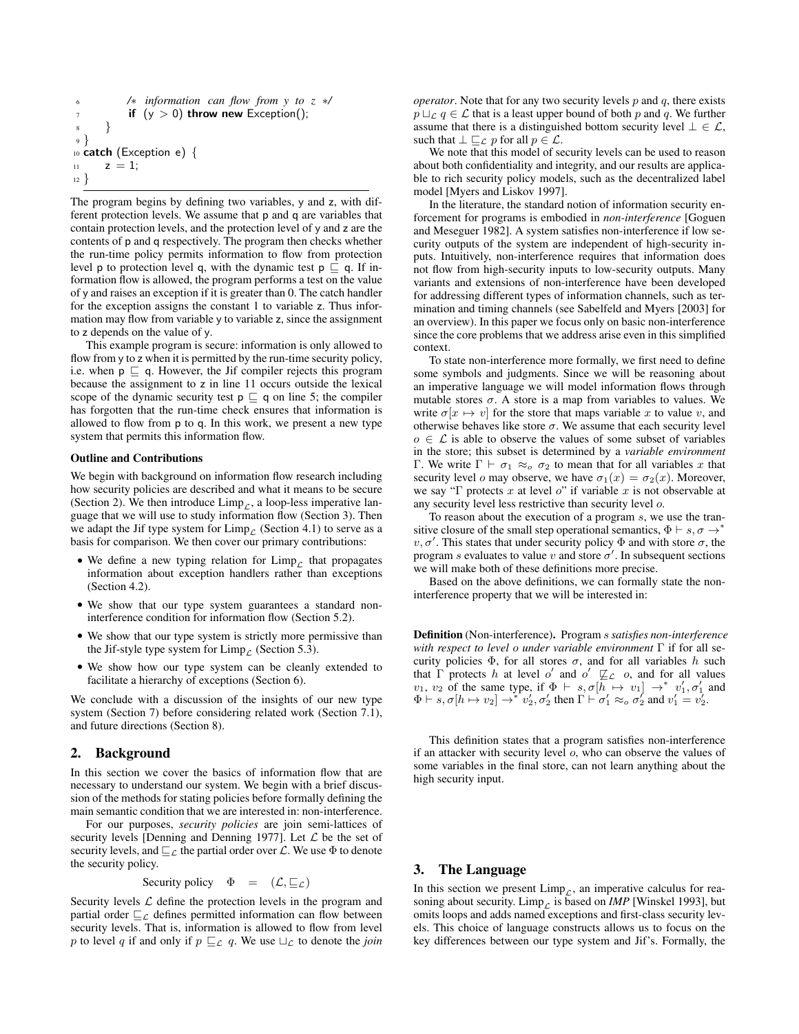```
6         /* information can flow from y to z */
7         if (y > 0) throw new Exception();
8     }
9 }
10 catch (Exception e) {
11     z = 1;
12 }
```

The program begins by defining two variables, y and z, with different protection levels. We assume that p and q are variables that contain protection levels, and the protection level of y and z are the contents of p and q respectively. The program then checks whether the run-time policy permits information to flow from protection level p to protection level q, with the dynamic test $\mathsf{p} \sqsubseteq \mathsf{q}$. If information flow is allowed, the program performs a test on the value of y and raises an exception if it is greater than 0. The catch handler for the exception assigns the constant 1 to variable z. Thus information may flow from variable y to variable z, since the assignment to z depends on the value of y.

This example program is secure: information is only allowed to flow from y to z when it is permitted by the run-time security policy, i.e. when $\mathsf{p} \sqsubseteq \mathsf{q}$. However, the Jif compiler rejects this program because the assignment to z in line 11 occurs outside the lexical scope of the dynamic security test $\mathsf{p} \sqsubseteq \mathsf{q}$ on line 5; the compiler has forgotten that the run-time check ensures that information is allowed to flow from p to q. In this work, we present a new type system that permits this information flow.

**Outline and Contributions**

We begin with background on information flow research including how security policies are described and what it means to be secure (Section 2). We then introduce $\text{Limp}_{\mathcal{L}}$, a loop-less imperative language that we will use to study information flow (Section 3). Then we adapt the Jif type system for $\text{Limp}_{\mathcal{L}}$ to serve as a basis for comparison. We then cover our primary contributions:

- We define a new typing relation for $\text{Limp}_{\mathcal{L}}$ that propagates information about exception handlers rather than exceptions (Section 4.2).
- We show that our type system guarantees a standard non-interference condition for information flow (Section 5.2).
- We show that our type system is strictly more permissive than the Jif-style type system for $\text{Limp}_{\mathcal{L}}$ (Section 5.3).
- We show how our type system can be cleanly extended to facilitate a hierarchy of exceptions (Section 6).

We conclude with a discussion of the insights of our new type system (Section 7) before considering related work (Section 7.1), and future directions (Section 8).

## 2. Background

In this section we cover the basics of information flow that are necessary to understand our system. We begin with a brief discussion of the methods for stating policies before formally defining the main semantic condition that we are interested in: non-interference.

For our purposes, *security policies* are join semi-lattices of security levels [Denning and Denning 1977]. Let $\mathcal{L}$ be the set of security levels, and $\sqsubseteq_{\mathcal{L}}$ the partial order over $\mathcal{L}$. We use $\Phi$ to denote the security policy.

$$\text{Security policy} \quad \Phi \quad = \quad (\mathcal{L}, \sqsubseteq_{\mathcal{L}})$$

Security levels $\mathcal{L}$ define the protection levels in the program and partial order $\sqsubseteq_{\mathcal{L}}$ defines permitted information can flow between security levels. That is, information is allowed to flow from level $p$ to level $q$ if and only if $p \sqsubseteq_{\mathcal{L}} q$. We use $\sqcup_{\mathcal{L}}$ to denote the *join operator*. Note that for any two security levels $p$ and $q$, there exists $p \sqcup_{\mathcal{L}} q \in \mathcal{L}$ that is a least upper bound of both $p$ and $q$. We further assume that there is a distinguished bottom security level $\bot \in \mathcal{L}$, such that $\bot \sqsubseteq_{\mathcal{L}} p$ for all $p \in \mathcal{L}$.

We note that this model of security levels can be used to reason about both confidentiality and integrity, and our results are applicable to rich security policy models, such as the decentralized label model [Myers and Liskov 1997].

In the literature, the standard notion of information security enforcement for programs is embodied in *non-interference* [Goguen and Meseguer 1982]. A system satisfies non-interference if low security outputs of the system are independent of high-security inputs. Intuitively, non-interference requires that information does not flow from high-security inputs to low-security outputs. Many variants and extensions of non-interference have been developed for addressing different types of information channels, such as termination and timing channels (see Sabelfeld and Myers [2003] for an overview). In this paper we focus only on basic non-interference since the core problems that we address arise even in this simplified context.

To state non-interference more formally, we first need to define some symbols and judgments. Since we will be reasoning about an imperative language we will model information flows through mutable stores $\sigma$. A store is a map from variables to values. We write $\sigma[x \mapsto v]$ for the store that maps variable $x$ to value $v$, and otherwise behaves like store $\sigma$. We assume that each security level $o \in \mathcal{L}$ is able to observe the values of some subset of variables in the store; this subset is determined by a *variable environment* $\Gamma$. We write $\Gamma \vdash \sigma_1 \approx_o \sigma_2$ to mean that for all variables $x$ that security level $o$ may observe, we have $\sigma_1(x) = \sigma_2(x)$. Moreover, we say "$\Gamma$ protects $x$ at level $o$" if variable $x$ is not observable at any security level less restrictive than security level $o$.

To reason about the execution of a program $s$, we use the transitive closure of the small step operational semantics, $\Phi \vdash s, \sigma \rightarrow^* v, \sigma'$. This states that under security policy $\Phi$ and with store $\sigma$, the program $s$ evaluates to value $v$ and store $\sigma'$. In subsequent sections we will make both of these definitions more precise.

Based on the above definitions, we can formally state the non-interference property that we will be interested in:

**Definition** (Non-interference)**.** *Program $s$ satisfies non-interference with respect to level $o$ under variable environment $\Gamma$ if for all security policies $\Phi$, for all stores $\sigma$, and for all variables $h$ such that $\Gamma$ protects $h$ at level $o'$ and $o' \not\sqsubseteq_{\mathcal{L}} o$, and for all values $v_1$, $v_2$ of the same type, if $\Phi \vdash s, \sigma[h \mapsto v_1] \rightarrow^* v_1', \sigma_1'$ and $\Phi \vdash s, \sigma[h \mapsto v_2] \rightarrow^* v_2', \sigma_2'$ then $\Gamma \vdash \sigma_1' \approx_o \sigma_2'$ and $v_1' = v_2'$.*

This definition states that a program satisfies non-interference if an attacker with security level $o$, who can observe the values of some variables in the final store, can not learn anything about the high security input.

## 3. The Language

In this section we present $\text{Limp}_{\mathcal{L}}$, an imperative calculus for reasoning about security. $\text{Limp}_{\mathcal{L}}$ is based on *IMP* [Winskel 1993], but omits loops and adds named exceptions and first-class security levels. This choice of language constructs allows us to focus on the key differences between our type system and Jif's. Formally, the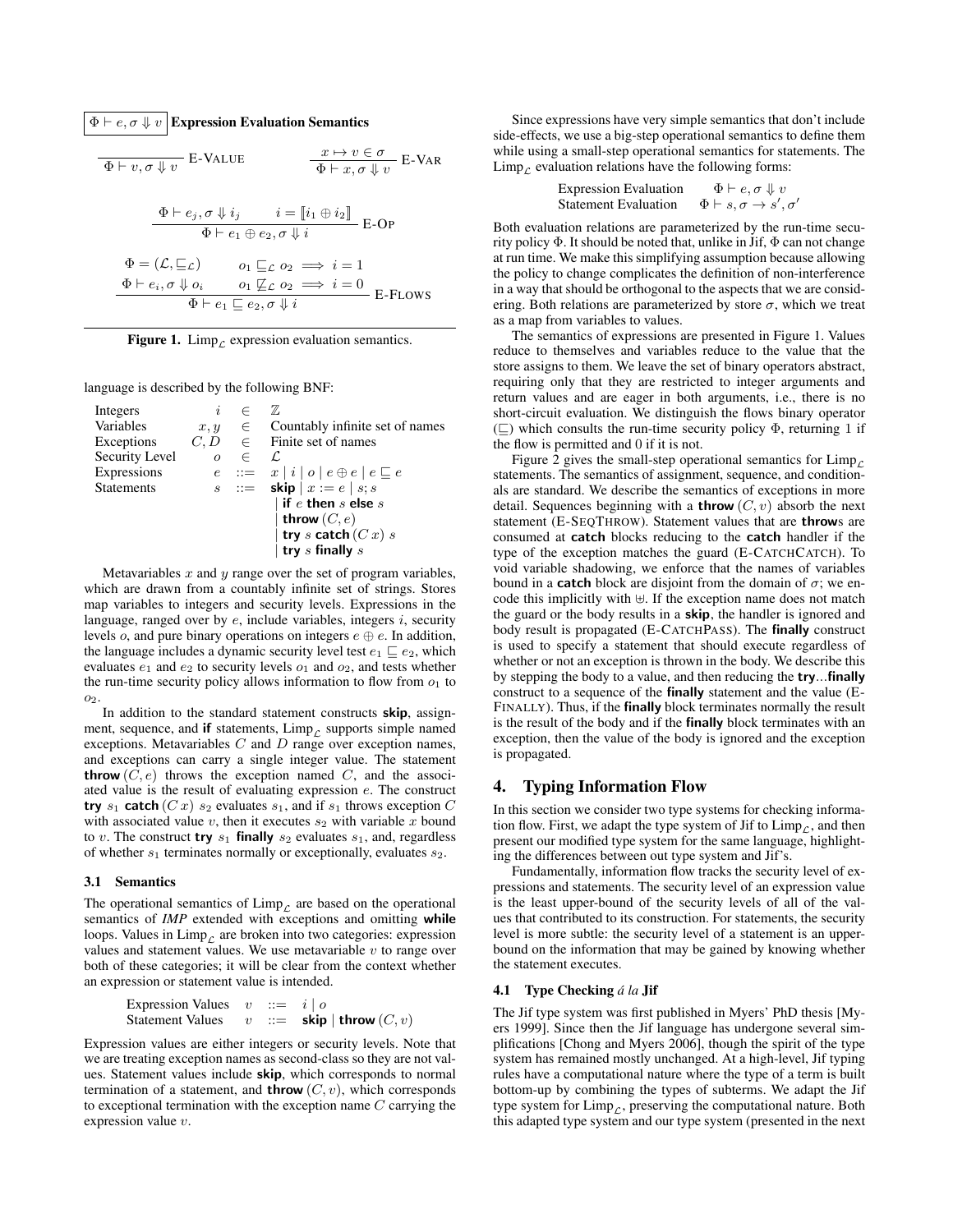$\boxed{\Phi \vdash e, \sigma \Downarrow v}$ **Expression Evaluation Semantics**

$$\frac{}{\Phi \vdash v, \sigma \Downarrow v}\ \text{E-VALUE} \qquad \frac{x \mapsto v \in \sigma}{\Phi \vdash x, \sigma \Downarrow v}\ \text{E-VAR}$$

$$\frac{\Phi \vdash e_j, \sigma \Downarrow i_j \qquad i = [\![ i_1 \oplus i_2 ]\!]}{\Phi \vdash e_1 \oplus e_2, \sigma \Downarrow i}\ \text{E-OP}$$

$$\frac{\begin{array}{ll}\Phi = (\mathcal{L}, \sqsubseteq_{\mathcal{L}}) & o_1 \sqsubseteq_{\mathcal{L}} o_2 \implies i = 1 \\ \Phi \vdash e_i, \sigma \Downarrow o_i & o_1 \not\sqsubseteq_{\mathcal{L}} o_2 \implies i = 0\end{array}}{\Phi \vdash e_1 \sqsubseteq e_2, \sigma \Downarrow i}\ \text{E-FLOWS}$$

**Figure 1.** $\text{Limp}_{\mathcal{L}}$ expression evaluation semantics.

language is described by the following BNF:

| | | | |
|---|---|---|---|
| Integers | $i$ | $\in$ | $\mathbb{Z}$ |
| Variables | $x, y$ | $\in$ | Countably infinite set of names |
| Exceptions | $C, D$ | $\in$ | Finite set of names |
| Security Level | $o$ | $\in$ | $\mathcal{L}$ |
| Expressions | $e$ | $::=$ | $x \mid i \mid o \mid e \oplus e \mid e \sqsubseteq e$ |
| Statements | $s$ | $::=$ | **skip** $\mid x := e \mid s; s$ |
| | | | $\mid$ **if** $e$ **then** $s$ **else** $s$ |
| | | | $\mid$ **throw** $(C, e)$ |
| | | | $\mid$ **try** $s$ **catch** $(C\ x)\ s$ |
| | | | $\mid$ **try** $s$ **finally** $s$ |

Metavariables $x$ and $y$ range over the set of program variables, which are drawn from a countably infinite set of strings. Stores map variables to integers and security levels. Expressions in the language, ranged over by $e$, include variables, integers $i$, security levels $o$, and pure binary operations on integers $e \oplus e$. In addition, the language includes a dynamic security level test $e_1 \sqsubseteq e_2$, which evaluates $e_1$ and $e_2$ to security levels $o_1$ and $o_2$, and tests whether the run-time security policy allows information to flow from $o_1$ to $o_2$.

In addition to the standard statement constructs **skip**, assignment, sequence, and **if** statements, $\text{Limp}_{\mathcal{L}}$ supports simple named exceptions. Metavariables $C$ and $D$ range over exception names, and exceptions can carry a single integer value. The statement **throw** $(C, e)$ throws the exception named $C$, and the associated value is the result of evaluating expression $e$. The construct **try** $s_1$ **catch** $(C\ x)\ s_2$ evaluates $s_1$, and if $s_1$ throws exception $C$ with associated value $v$, then it executes $s_2$ with variable $x$ bound to $v$. The construct **try** $s_1$ **finally** $s_2$ evaluates $s_1$, and, regardless of whether $s_1$ terminates normally or exceptionally, evaluates $s_2$.

### 3.1 Semantics

The operational semantics of $\text{Limp}_{\mathcal{L}}$ are based on the operational semantics of *IMP* extended with exceptions and omitting **while** loops. Values in $\text{Limp}_{\mathcal{L}}$ are broken into two categories: expression values and statement values. We use metavariable $v$ to range over both of these categories; it will be clear from the context whether an expression or statement value is intended.

| | | | |
|---|---|---|---|
| Expression Values | $v$ | $::=$ | $i \mid o$ |
| Statement Values | $v$ | $::=$ | **skip** $\mid$ **throw** $(C, v)$ |

Expression values are either integers or security levels. Note that we are treating exception names as second-class so they are not values. Statement values include **skip**, which corresponds to normal termination of a statement, and **throw** $(C, v)$, which corresponds to exceptional termination with the exception name $C$ carrying the expression value $v$.

Since expressions have very simple semantics that don't include side-effects, we use a big-step operational semantics to define them while using a small-step operational semantics for statements. The $\text{Limp}_{\mathcal{L}}$ evaluation relations have the following forms:

| | |
|---|---|
| Expression Evaluation | $\Phi \vdash e, \sigma \Downarrow v$ |
| Statement Evaluation | $\Phi \vdash s, \sigma \rightarrow s', \sigma'$ |

Both evaluation relations are parameterized by the run-time security policy $\Phi$. It should be noted that, unlike in Jif, $\Phi$ can not change at run time. We make this simplifying assumption because allowing the policy to change complicates the definition of non-interference in a way that should be orthogonal to the aspects that we are considering. Both relations are parameterized by store $\sigma$, which we treat as a map from variables to values.

The semantics of expressions are presented in Figure 1. Values reduce to themselves and variables reduce to the value that the store assigns to them. We leave the set of binary operators abstract, requiring only that they are restricted to integer arguments and return values and are eager in both arguments, i.e., there is no short-circuit evaluation. We distinguish the flows binary operator ($\sqsubseteq$) which consults the run-time security policy $\Phi$, returning 1 if the flow is permitted and 0 if it is not.

Figure 2 gives the small-step operational semantics for $\text{Limp}_{\mathcal{L}}$ statements. The semantics of assignment, sequence, and conditionals are standard. We describe the semantics of exceptions in more detail. Sequences beginning with a **throw** $(C, v)$ absorb the next statement (E-SEQTHROW). Statement values that are **throw**s are consumed at **catch** blocks reducing to the **catch** handler if the type of the exception matches the guard (E-CATCHCATCH). To void variable shadowing, we enforce that the names of variables bound in a **catch** block are disjoint from the domain of $\sigma$; we encode this implicitly with $\uplus$. If the exception name does not match the guard or the body results in a **skip**, the handler is ignored and body result is propagated (E-CATCHPASS). The **finally** construct is used to specify a statement that should execute regardless of whether or not an exception is thrown in the body. We describe this by stepping the body to a value, and then reducing the **try**...**finally** construct to a sequence of the **finally** statement and the value (E-FINALLY). Thus, if the **finally** block terminates normally the result is the result of the body and if the **finally** block terminates with an exception, then the value of the body is ignored and the exception is propagated.

## 4. Typing Information Flow

In this section we consider two type systems for checking information flow. First, we adapt the type system of Jif to $\text{Limp}_{\mathcal{L}}$, and then present our modified type system for the same language, highlighting the differences between out type system and Jif's.

Fundamentally, information flow tracks the security level of expressions and statements. The security level of an expression value is the least upper-bound of the security levels of all of the values that contributed to its construction. For statements, the security level is more subtle: the security level of a statement is an upper-bound on the information that may be gained by knowing whether the statement executes.

### 4.1 Type Checking *á la* Jif

The Jif type system was first published in Myers' PhD thesis [Myers 1999]. Since then the Jif language has undergone several simplifications [Chong and Myers 2006], though the spirit of the type system has remained mostly unchanged. At a high-level, Jif typing rules have a computational nature where the type of a term is built bottom-up by combining the types of subterms. We adapt the Jif type system for $\text{Limp}_{\mathcal{L}}$, preserving the computational nature. Both this adapted type system and our type system (presented in the next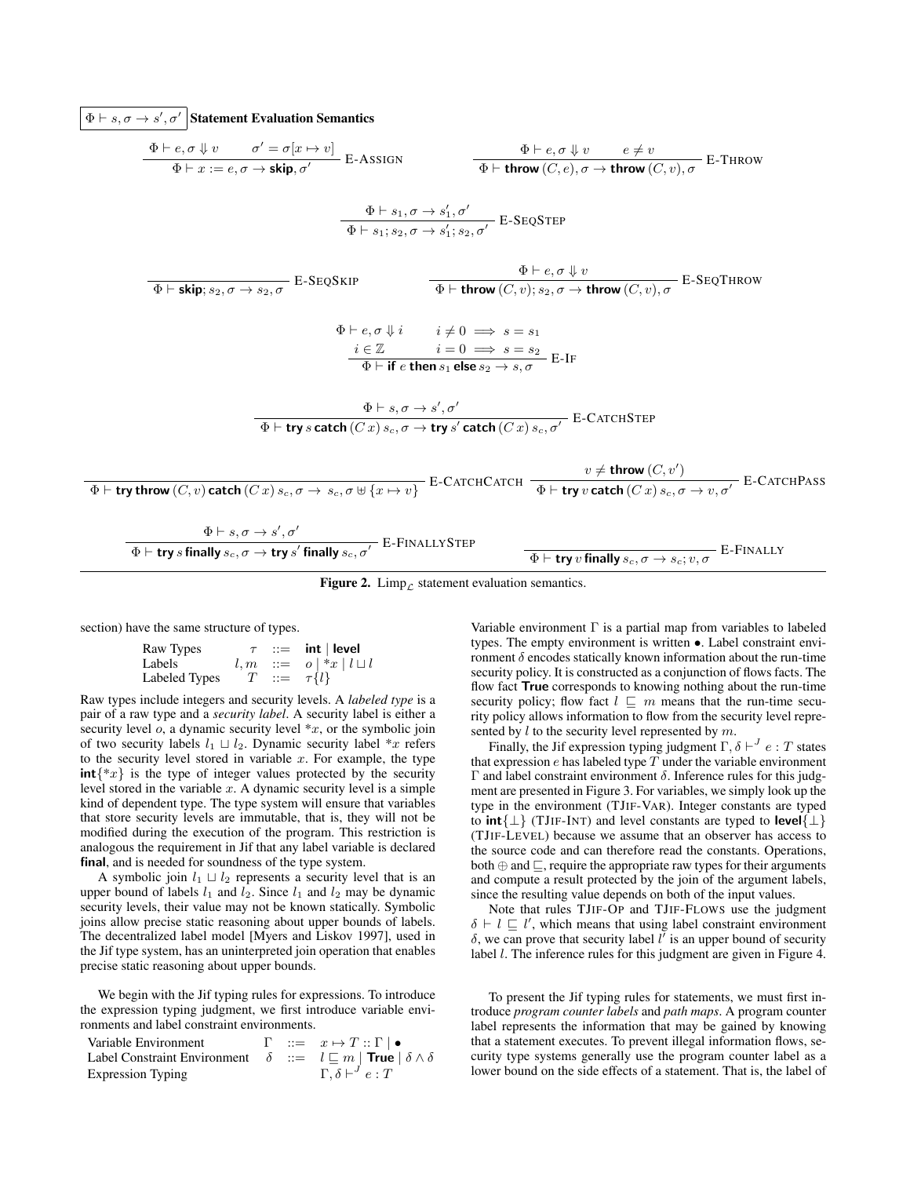$\boxed{\Phi \vdash s, \sigma \to s', \sigma'}$ **Statement Evaluation Semantics**

$$\frac{\Phi \vdash e, \sigma \Downarrow v \qquad \sigma' = \sigma[x \mapsto v]}{\Phi \vdash x := e, \sigma \to \textbf{skip}, \sigma'} \text{ E-ASSIGN} \qquad \frac{\Phi \vdash e, \sigma \Downarrow v \qquad e \neq v}{\Phi \vdash \textbf{throw}\,(C, e), \sigma \to \textbf{throw}\,(C, v), \sigma} \text{ E-THROW}$$

$$\frac{\Phi \vdash s_1, \sigma \to s_1', \sigma'}{\Phi \vdash s_1; s_2, \sigma \to s_1'; s_2, \sigma'} \text{ E-SEQSTEP}$$

$$\frac{}{\Phi \vdash \textbf{skip}; s_2, \sigma \to s_2, \sigma} \text{ E-SEQSKIP} \qquad \frac{\Phi \vdash e, \sigma \Downarrow v}{\Phi \vdash \textbf{throw}\,(C, v); s_2, \sigma \to \textbf{throw}\,(C, v), \sigma} \text{ E-SEQTHROW}$$

$$\frac{\begin{array}{ll}\Phi \vdash e, \sigma \Downarrow i & i \neq 0 \implies s = s_1 \\ i \in \mathbb{Z} & i = 0 \implies s = s_2\end{array}}{\Phi \vdash \textbf{if}\ e\ \textbf{then}\ s_1\ \textbf{else}\ s_2 \to s, \sigma} \text{ E-IF}$$

$$\frac{\Phi \vdash s, \sigma \to s', \sigma'}{\Phi \vdash \textbf{try}\ s\ \textbf{catch}\,(C\ x)\ s_c, \sigma \to \textbf{try}\ s'\ \textbf{catch}\,(C\ x)\ s_c, \sigma'} \text{ E-CATCHSTEP}$$

$$\frac{}{\Phi \vdash \textbf{try}\ \textbf{throw}\,(C, v)\ \textbf{catch}\,(C\ x)\ s_c, \sigma \to\ s_c, \sigma \uplus \{x \mapsto v\}} \text{ E-CATCHCATCH} \qquad \frac{v \neq \textbf{throw}\,(C, v')}{\Phi \vdash \textbf{try}\ v\ \textbf{catch}\,(C\ x)\ s_c, \sigma \to v, \sigma'} \text{ E-CATCHPASS}$$

$$\frac{\Phi \vdash s, \sigma \to s', \sigma'}{\Phi \vdash \textbf{try}\ s\ \textbf{finally}\ s_c, \sigma \to \textbf{try}\ s'\ \textbf{finally}\ s_c, \sigma'} \text{ E-FINALLYSTEP} \qquad \frac{}{\Phi \vdash \textbf{try}\ v\ \textbf{finally}\ s_c, \sigma \to s_c; v, \sigma} \text{ E-FINALLY}$$

**Figure 2.** $\text{Limp}_{\mathcal{L}}$ statement evaluation semantics.

section) have the same structure of types.

| | | | |
|---|---|---|---|
| Raw Types | $\tau$ | $::=$ | **int** \| **level** |
| Labels | $l, m$ | $::=$ | $o \mid {*x} \mid l \sqcup l$ |
| Labeled Types | $T$ | $::=$ | $\tau\{l\}$ |

Raw types include integers and security levels. A *labeled type* is a pair of a raw type and a *security label*. A security label is either a security level $o$, a dynamic security level $*x$, or the symbolic join of two security labels $l_1 \sqcup l_2$. Dynamic security label $*x$ refers to the security level stored in variable $x$. For example, the type $\textbf{int}\{*x\}$ is the type of integer values protected by the security level stored in the variable $x$. A dynamic security level is a simple kind of dependent type. The type system will ensure that variables that store security levels are immutable, that is, they will not be modified during the execution of the program. This restriction is analogous the requirement in Jif that any label variable is declared **final**, and is needed for soundness of the type system.

A symbolic join $l_1 \sqcup l_2$ represents a security level that is an upper bound of labels $l_1$ and $l_2$. Since $l_1$ and $l_2$ may be dynamic security levels, their value may not be known statically. Symbolic joins allow precise static reasoning about upper bounds of labels. The decentralized label model [Myers and Liskov 1997], used in the Jif type system, has an uninterpreted join operation that enables precise static reasoning about upper bounds.

We begin with the Jif typing rules for expressions. To introduce the expression typing judgment, we first introduce variable environments and label constraint environments.

| | | | |
|---|---|---|---|
| Variable Environment | $\Gamma$ | $::=$ | $x \mapsto T :: \Gamma \mid \bullet$ |
| Label Constraint Environment | $\delta$ | $::=$ | $l \sqsubseteq m \mid \textbf{True} \mid \delta \wedge \delta$ |
| Expression Typing | | | $\Gamma, \delta \vdash^J e : T$ |

Variable environment $\Gamma$ is a partial map from variables to labeled types. The empty environment is written $\bullet$. Label constraint environment $\delta$ encodes statically known information about the run-time security policy. It is constructed as a conjunction of flows facts. The flow fact **True** corresponds to knowing nothing about the run-time security policy; flow fact $l \sqsubseteq m$ means that the run-time security policy allows information to flow from the security level represented by $l$ to the security level represented by $m$.

Finally, the Jif expression typing judgment $\Gamma, \delta \vdash^J e : T$ states that expression $e$ has labeled type $T$ under the variable environment $\Gamma$ and label constraint environment $\delta$. Inference rules for this judgment are presented in Figure 3. For variables, we simply look up the type in the environment (TJIF-VAR). Integer constants are typed to $\textbf{int}\{\bot\}$ (TJIF-INT) and level constants are typed to $\textbf{level}\{\bot\}$ (TJIF-LEVEL) because we assume that an observer has access to the source code and can therefore read the constants. Operations, both $\oplus$ and $\sqsubseteq$, require the appropriate raw types for their arguments and compute a result protected by the join of the argument labels, since the resulting value depends on both of the input values.

Note that rules TJIF-OP and TJIF-FLOWS use the judgment $\delta \vdash l \sqsubseteq l'$, which means that using label constraint environment $\delta$, we can prove that security label $l'$ is an upper bound of security label $l$. The inference rules for this judgment are given in Figure 4.

To present the Jif typing rules for statements, we must first introduce *program counter labels* and *path maps*. A program counter label represents the information that may be gained by knowing that a statement executes. To prevent illegal information flows, security type systems generally use the program counter label as a lower bound on the side effects of a statement. That is, the label of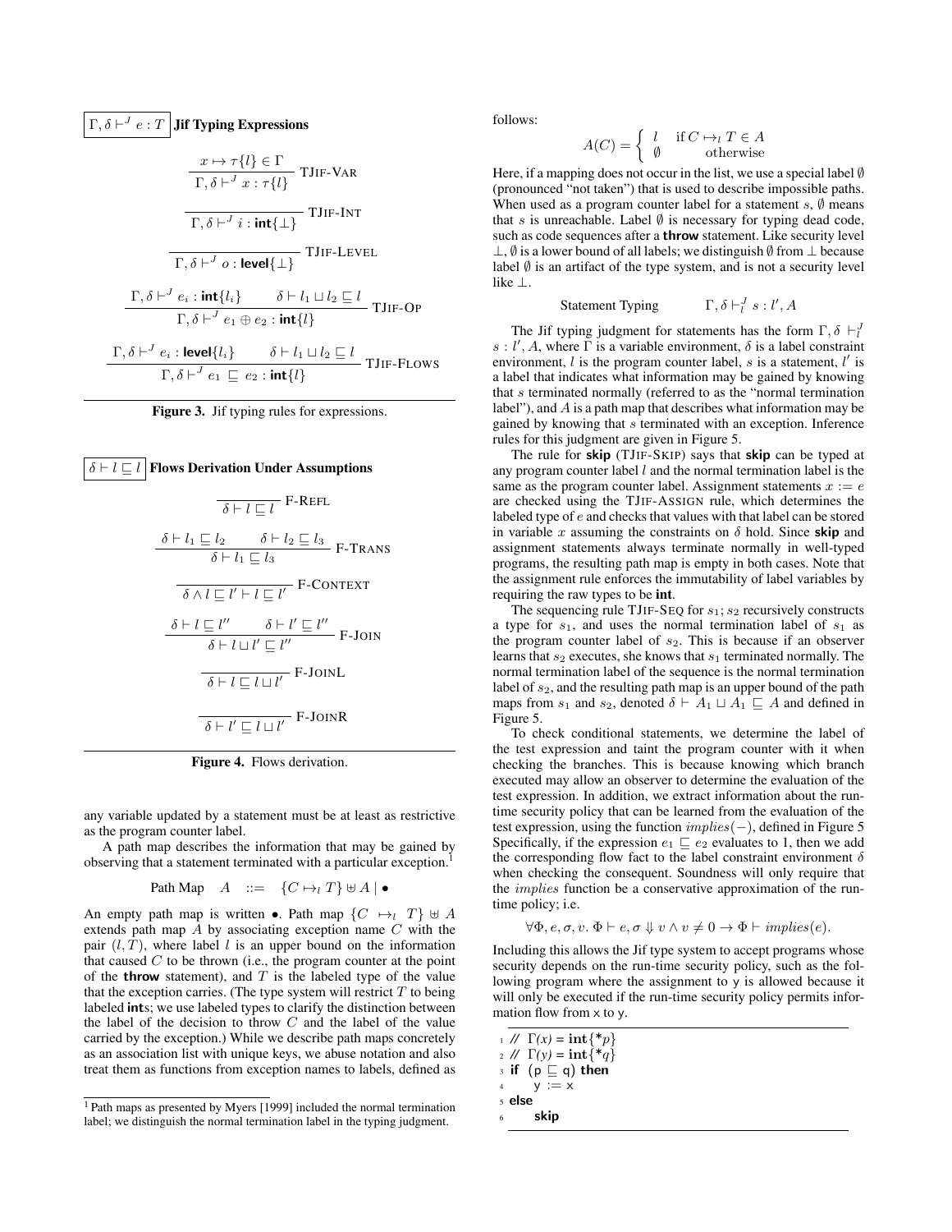$\boxed{\Gamma, \delta \vdash^J e : T}$ **Jif Typing Expressions**

$$\frac{x \mapsto \tau\{l\} \in \Gamma}{\Gamma, \delta \vdash^J x : \tau\{l\}} \text{ TJIF-VAR}$$

$$\frac{}{\Gamma, \delta \vdash^J i : \textbf{int}\{\bot\}} \text{ TJIF-INT}$$

$$\frac{}{\Gamma, \delta \vdash^J o : \textbf{level}\{\bot\}} \text{ TJIF-LEVEL}$$

$$\frac{\Gamma, \delta \vdash^J e_i : \textbf{int}\{l_i\} \qquad \delta \vdash l_1 \sqcup l_2 \sqsubseteq l}{\Gamma, \delta \vdash^J e_1 \oplus e_2 : \textbf{int}\{l\}} \text{ TJIF-OP}$$

$$\frac{\Gamma, \delta \vdash^J e_i : \textbf{level}\{l_i\} \qquad \delta \vdash l_1 \sqcup l_2 \sqsubseteq l}{\Gamma, \delta \vdash^J e_1 \sqsubseteq e_2 : \textbf{int}\{l\}} \text{ TJIF-FLOWS}$$

**Figure 3.** Jif typing rules for expressions.

$\boxed{\delta \vdash l \sqsubseteq l}$ **Flows Derivation Under Assumptions**

$$\frac{}{\delta \vdash l \sqsubseteq l} \text{ F-REFL}$$

$$\frac{\delta \vdash l_1 \sqsubseteq l_2 \qquad \delta \vdash l_2 \sqsubseteq l_3}{\delta \vdash l_1 \sqsubseteq l_3} \text{ F-TRANS}$$

$$\frac{}{\delta \wedge l \sqsubseteq l' \vdash l \sqsubseteq l'} \text{ F-CONTEXT}$$

$$\frac{\delta \vdash l \sqsubseteq l'' \qquad \delta \vdash l' \sqsubseteq l''}{\delta \vdash l \sqcup l' \sqsubseteq l''} \text{ F-JOIN}$$

$$\frac{}{\delta \vdash l \sqsubseteq l \sqcup l'} \text{ F-JOINL}$$

$$\frac{}{\delta \vdash l' \sqsubseteq l \sqcup l'} \text{ F-JOINR}$$

**Figure 4.** Flows derivation.

any variable updated by a statement must be at least as restrictive as the program counter label.

A path map describes the information that may be gained by observing that a statement terminated with a particular exception.[1]

$$\text{Path Map} \quad A \quad ::= \quad \{C \mapsto_l T\} \uplus A \mid \bullet$$

An empty path map is written $\bullet$. Path map $\{C \mapsto_l T\} \uplus A$ extends path map $A$ by associating exception name $C$ with the pair $(l, T)$, where label $l$ is an upper bound on the information that caused $C$ to be thrown (i.e., the program counter at the point of the **throw** statement), and $T$ is the labeled type of the value that the exception carries. (The type system will restrict $T$ to being labeled **int**s; we use labeled types to clarify the distinction between the label of the decision to throw $C$ and the label of the value carried by the exception.) While we describe path maps concretely as an association list with unique keys, we abuse notation and also treat them as functions from exception names to labels, defined as follows:

$$A(C) = \begin{cases} l & \text{if } C \mapsto_l T \in A \\ \emptyset & \text{otherwise} \end{cases}$$

Here, if a mapping does not occur in the list, we use a special label $\emptyset$ (pronounced "not taken") that is used to describe impossible paths. When used as a program counter label for a statement $s$, $\emptyset$ means that $s$ is unreachable. Label $\emptyset$ is necessary for typing dead code, such as code sequences after a **throw** statement. Like security level $\bot$, $\emptyset$ is a lower bound of all labels; we distinguish $\emptyset$ from $\bot$ because label $\emptyset$ is an artifact of the type system, and is not a security level like $\bot$.

$$\text{Statement Typing} \qquad \Gamma, \delta \vdash^J_l s : l', A$$

The Jif typing judgment for statements has the form $\Gamma, \delta \vdash^J_l s : l', A$, where $\Gamma$ is a variable environment, $\delta$ is a label constraint environment, $l$ is the program counter label, $s$ is a statement, $l'$ is a label that indicates what information may be gained by knowing that $s$ terminated normally (referred to as the "normal termination label"), and $A$ is a path map that describes what information may be gained by knowing that $s$ terminated with an exception. Inference rules for this judgment are given in Figure 5.

The rule for **skip** (TJIF-SKIP) says that **skip** can be typed at any program counter label $l$ and the normal termination label is the same as the program counter label. Assignment statements $x := e$ are checked using the TJIF-ASSIGN rule, which determines the labeled type of $e$ and checks that values with that label can be stored in variable $x$ assuming the constraints on $\delta$ hold. Since **skip** and assignment statements always terminate normally in well-typed programs, the resulting path map is empty in both cases. Note that the assignment rule enforces the immutability of label variables by requiring the raw types to be **int**.

The sequencing rule TJIF-SEQ for $s_1; s_2$ recursively constructs a type for $s_1$, and uses the normal termination label of $s_1$ as the program counter label of $s_2$. This is because if an observer learns that $s_2$ executes, she knows that $s_1$ terminated normally. The normal termination label of the sequence is the normal termination label of $s_2$, and the resulting path map is an upper bound of the path maps from $s_1$ and $s_2$, denoted $\delta \vdash A_1 \sqcup A_1 \sqsubseteq A$ and defined in Figure 5.

To check conditional statements, we determine the label of the test expression and taint the program counter with it when checking the branches. This is because knowing which branch executed may allow an observer to determine the evaluation of the test expression. In addition, we extract information about the run-time security policy that can be learned from the evaluation of the test expression, using the function $implies(-)$, defined in Figure 5 Specifically, if the expression $e_1 \sqsubseteq e_2$ evaluates to 1, then we add the corresponding flow fact to the label constraint environment $\delta$ when checking the consequent. Soundness will only require that the $implies$ function be a conservative approximation of the run-time policy; i.e.

$$\forall \Phi, e, \sigma, v.\ \Phi \vdash e, \sigma \Downarrow v \wedge v \neq 0 \rightarrow \Phi \vdash implies(e).$$

Including this allows the Jif type system to accept programs whose security depends on the run-time security policy, such as the following program where the assignment to y is allowed because it will only be executed if the run-time security policy permits information flow from x to y.

```
1 // Γ(x) = int{*p}
2 // Γ(y) = int{*q}
3 if (p ⊑ q) then
4     y := x
5 else
6     skip
```

[1] Path maps as presented by Myers [1999] included the normal termination label; we distinguish the normal termination label in the typing judgment.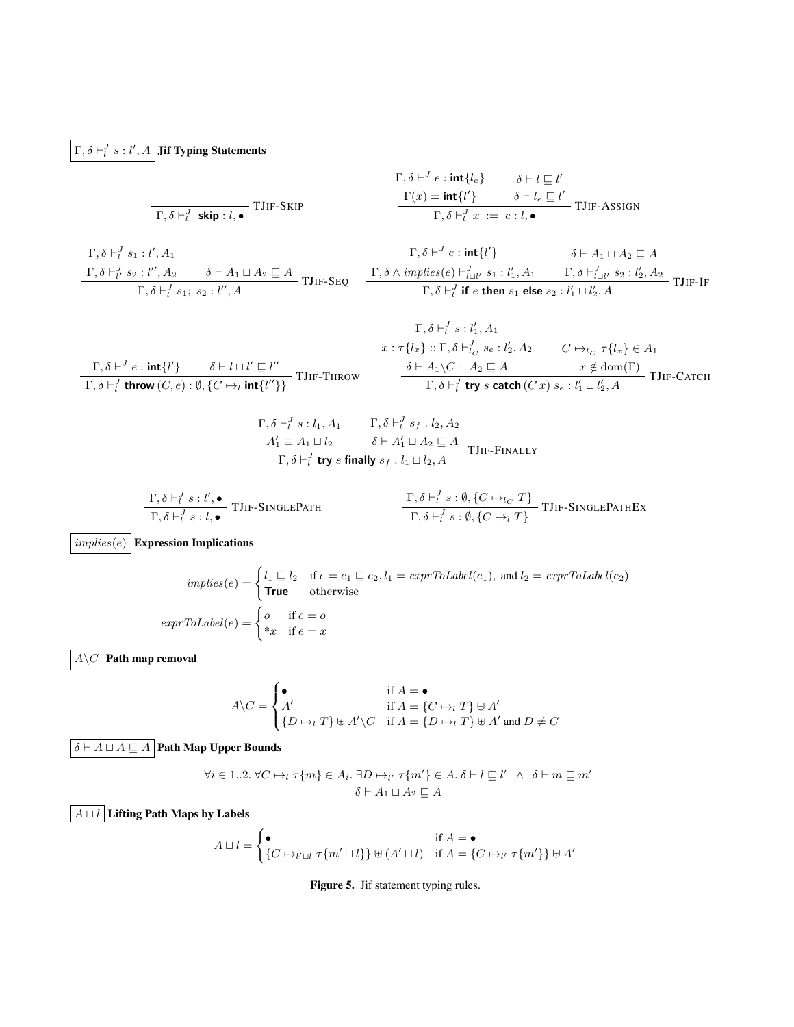$\boxed{\Gamma, \delta \vdash^J_l s : l', A}$ **Jif Typing Statements**

$$\frac{}{\Gamma, \delta \vdash^J_l \ \textsf{skip} : l, \bullet} \text{ TJIF-SKIP}$$

$$\frac{\Gamma, \delta \vdash^J e : \textsf{int}\{l_e\} \qquad \delta \vdash l \sqsubseteq l' \qquad \Gamma(x) = \textsf{int}\{l'\} \qquad \delta \vdash l_e \sqsubseteq l'}{\Gamma, \delta \vdash^J_l x := e : l, \bullet} \text{ TJIF-ASSIGN}$$

$$\frac{\Gamma, \delta \vdash^J_l s_1 : l', A_1 \qquad \Gamma, \delta \vdash^J_{l'} s_2 : l'', A_2 \qquad \delta \vdash A_1 \sqcup A_2 \sqsubseteq A}{\Gamma, \delta \vdash^J_l s_1;\ s_2 : l'', A} \text{ TJIF-SEQ}$$

$$\frac{\Gamma, \delta \vdash^J e : \textsf{int}\{l'\} \qquad \delta \vdash A_1 \sqcup A_2 \sqsubseteq A \qquad \Gamma, \delta \wedge \mathit{implies}(e) \vdash^J_{l \sqcup l'} s_1 : l'_1, A_1 \qquad \Gamma, \delta \vdash^J_{l \sqcup l'} s_2 : l'_2, A_2}{\Gamma, \delta \vdash^J_l \textsf{if } e \textsf{ then } s_1 \textsf{ else } s_2 : l'_1 \sqcup l'_2, A} \text{ TJIF-IF}$$

$$\frac{\Gamma, \delta \vdash^J e : \textsf{int}\{l'\} \qquad \delta \vdash l \sqcup l' \sqsubseteq l''}{\Gamma, \delta \vdash^J_l \textsf{throw}\,(C, e) : \emptyset, \{C \mapsto_l \textsf{int}\{l''\}\}} \text{ TJIF-THROW}$$

$$\frac{\Gamma, \delta \vdash^J_l s : l'_1, A_1 \qquad x : \tau\{l_x\} :: \Gamma, \delta \vdash^J_{l_C} s_e : l'_2, A_2 \qquad C \mapsto_{l_C} \tau\{l_x\} \in A_1 \qquad \delta \vdash A_1 \backslash C \sqcup A_2 \sqsubseteq A \qquad x \notin \mathrm{dom}(\Gamma)}{\Gamma, \delta \vdash^J_l \textsf{try } s \textsf{ catch}\,(C\, x)\ s_e : l'_1 \sqcup l'_2, A} \text{ TJIF-CATCH}$$

$$\frac{\Gamma, \delta \vdash^J_l s : l_1, A_1 \qquad \Gamma, \delta \vdash^J_l s_f : l_2, A_2 \qquad A'_1 \equiv A_1 \sqcup l_2 \qquad \delta \vdash A'_1 \sqcup A_2 \sqsubseteq A}{\Gamma, \delta \vdash^J_l \textsf{try } s \textsf{ finally } s_f : l_1 \sqcup l_2, A} \text{ TJIF-FINALLY}$$

$$\frac{\Gamma, \delta \vdash^J_l s : l', \bullet}{\Gamma, \delta \vdash^J_l s : l, \bullet} \text{ TJIF-SINGLEPATH} \qquad \frac{\Gamma, \delta \vdash^J_l s : \emptyset, \{C \mapsto_{l_C} T\}}{\Gamma, \delta \vdash^J_l s : \emptyset, \{C \mapsto_l T\}} \text{ TJIF-SINGLEPATHEX}$$

$\boxed{\mathit{implies}(e)}$ **Expression Implications**

$$\mathit{implies}(e) = \begin{cases} l_1 \sqsubseteq l_2 & \text{if } e = e_1 \sqsubseteq e_2, l_1 = \mathit{exprToLabel}(e_1), \text{ and } l_2 = \mathit{exprToLabel}(e_2) \\ \textsf{True} & \text{otherwise} \end{cases}$$

$$\mathit{exprToLabel}(e) = \begin{cases} o & \text{if } e = o \\ {*x} & \text{if } e = x \end{cases}$$

$\boxed{A \backslash C}$ **Path map removal**

$$A \backslash C = \begin{cases} \bullet & \text{if } A = \bullet \\ A' & \text{if } A = \{C \mapsto_l T\} \uplus A' \\ \{D \mapsto_l T\} \uplus A' \backslash C & \text{if } A = \{D \mapsto_l T\} \uplus A' \text{ and } D \neq C \end{cases}$$

$\boxed{\delta \vdash A \sqcup A \sqsubseteq A}$ **Path Map Upper Bounds**

$$\frac{\forall i \in 1..2.\ \forall C \mapsto_l \tau\{m\} \in A_i.\ \exists D \mapsto_{l'} \tau\{m'\} \in A.\ \delta \vdash l \sqsubseteq l' \ \wedge\ \delta \vdash m \sqsubseteq m'}{\delta \vdash A_1 \sqcup A_2 \sqsubseteq A}$$

$\boxed{A \sqcup l}$ **Lifting Path Maps by Labels**

$$A \sqcup l = \begin{cases} \bullet & \text{if } A = \bullet \\ \{C \mapsto_{l' \sqcup l} \tau\{m' \sqcup l\}\} \uplus (A' \sqcup l) & \text{if } A = \{C \mapsto_{l'} \tau\{m'\}\} \uplus A' \end{cases}$$

**Figure 5.** Jif statement typing rules.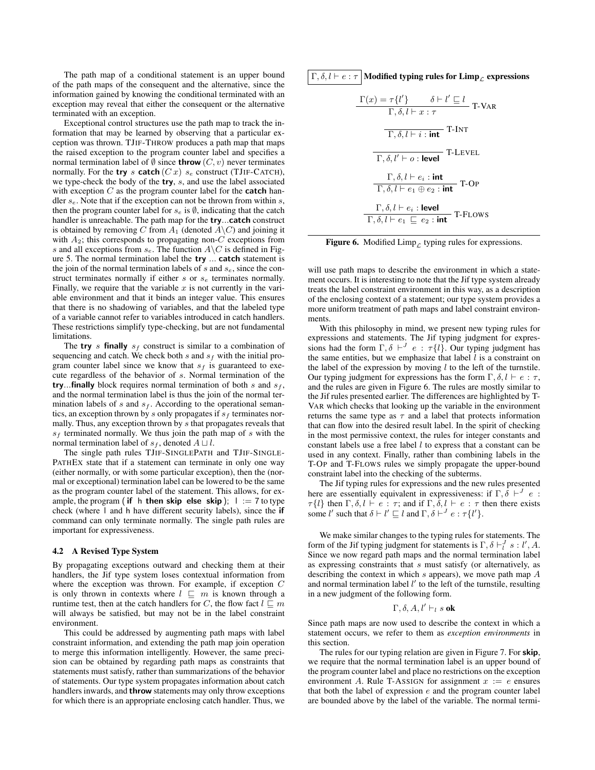The path map of a conditional statement is an upper bound of the path maps of the consequent and the alternative, since the information gained by knowing the conditional terminated with an exception may reveal that either the consequent or the alternative terminated with an exception.

Exceptional control structures use the path map to track the information that may be learned by observing that a particular exception was thrown. TJIF-THROW produces a path map that maps the raised exception to the program counter label and specifies a normal termination label of $\emptyset$ since **throw** $(C, v)$ never terminates normally. For the **try** $s$ **catch** $(C\,x)$ $s_e$ construct (TJIF-CATCH), we type-check the body of the **try**, $s$, and use the label associated with exception $C$ as the program counter label for the **catch** handler $s_e$. Note that if the exception can not be thrown from within $s$, then the program counter label for $s_e$ is $\emptyset$, indicating that the catch handler is unreachable. The path map for the **try**...**catch** construct is obtained by removing $C$ from $A_1$ (denoted $A \backslash C$) and joining it with $A_2$; this corresponds to propagating non-$C$ exceptions from $s$ and all exceptions from $s_e$. The function $A \backslash C$ is defined in Figure 5. The normal termination label the **try** ... **catch** statement is the join of the normal termination labels of $s$ and $s_e$, since the construct terminates normally if either $s$ or $s_e$ terminates normally. Finally, we require that the variable $x$ is not currently in the variable environment and that it binds an integer value. This ensures that there is no shadowing of variables, and that the labeled type of a variable cannot refer to variables introduced in catch handlers. These restrictions simplify type-checking, but are not fundamental limitations.

The **try** $s$ **finally** $s_f$ construct is similar to a combination of sequencing and catch. We check both $s$ and $s_f$ with the initial program counter label since we know that $s_f$ is guaranteed to execute regardless of the behavior of $s$. Normal termination of the **try**...**finally** block requires normal termination of both $s$ and $s_f$, and the normal termination label is thus the join of the normal termination labels of $s$ and $s_f$. According to the operational semantics, an exception thrown by $s$ only propagates if $s_f$ terminates normally. Thus, any exception thrown by $s$ that propagates reveals that $s_f$ terminated normally. We thus join the path map of $s$ with the normal termination label of $s_f$, denoted $A \sqcup l$.

The single path rules TJIF-SINGLEPATH and TJIF-SINGLE-PATHEX state that if a statement can terminate in only one way (either normally, or with some particular exception), then the (normal or exceptional) termination label can be lowered to be the same as the program counter label of the statement. This allows, for example, the program ( **if** h **then skip else skip** ); l := 7 to type check (where l and h have different security labels), since the **if** command can only terminate normally. The single path rules are important for expressiveness.

### 4.2 A Revised Type System

By propagating exceptions outward and checking them at their handlers, the Jif type system loses contextual information from where the exception was thrown. For example, if exception $C$ is only thrown in contexts where $l \sqsubseteq m$ is known through a runtime test, then at the catch handlers for $C$, the flow fact $l \sqsubseteq m$ will always be satisfied, but may not be in the label constraint environment.

This could be addressed by augmenting path maps with label constraint information, and extending the path map join operation to merge this information intelligently. However, the same precision can be obtained by regarding path maps as constraints that statements must satisfy, rather than summarizations of the behavior of statements. Our type system propagates information about catch handlers inwards, and **throw** statements may only throw exceptions for which there is an appropriate enclosing catch handler. Thus, we will use path maps to describe the environment in which a statement occurs. It is interesting to note that the Jif type system already treats the label constraint environment in this way, as a description of the enclosing context of a statement; our type system provides a more uniform treatment of path maps and label constraint environments.

$\boxed{\Gamma, \delta, l \vdash e : \tau}$ **Modified typing rules for Limp$_\mathcal{L}$ expressions**

$$\frac{\Gamma(x) = \tau\{l'\} \qquad \delta \vdash l' \sqsubseteq l}{\Gamma, \delta, l \vdash x : \tau} \text{ T-VAR}$$

$$\frac{}{\Gamma, \delta, l \vdash i : \textbf{int}} \text{ T-INT}$$

$$\frac{}{\Gamma, \delta, l' \vdash o : \textbf{level}} \text{ T-LEVEL}$$

$$\frac{\Gamma, \delta, l \vdash e_i : \textbf{int}}{\Gamma, \delta, l \vdash e_1 \oplus e_2 : \textbf{int}} \text{ T-OP}$$

$$\frac{\Gamma, \delta, l \vdash e_i : \textbf{level}}{\Gamma, \delta, l \vdash e_1 \sqsubseteq e_2 : \textbf{int}} \text{ T-FLOWS}$$

**Figure 6.** Modified Limp$_\mathcal{L}$ typing rules for expressions.

With this philosophy in mind, we present new typing rules for expressions and statements. The Jif typing judgment for expressions had the form $\Gamma, \delta \vdash^J e : \tau\{l\}$. Our typing judgment has the same entities, but we emphasize that label $l$ is a constraint on the label of the expression by moving $l$ to the left of the turnstile. Our typing judgment for expressions has the form $\Gamma, \delta, l \vdash e : \tau$, and the rules are given in Figure 6. The rules are mostly similar to the Jif rules presented earlier. The differences are highlighted by T-VAR which checks that looking up the variable in the environment returns the same type as $\tau$ and a label that protects information that can flow into the desired result label. In the spirit of checking in the most permissive context, the rules for integer constants and constant labels use a free label $l$ to express that a constant can be used in any context. Finally, rather than combining labels in the T-OP and T-FLOWS rules we simply propagate the upper-bound constraint label into the checking of the subterms.

The Jif typing rules for expressions and the new rules presented here are essentially equivalent in expressiveness: if $\Gamma, \delta \vdash^J e : \tau\{l\}$ then $\Gamma, \delta, l \vdash e : \tau$; and if $\Gamma, \delta, l \vdash e : \tau$ then there exists some $l'$ such that $\delta \vdash l' \sqsubseteq l$ and $\Gamma, \delta \vdash^J e : \tau\{l'\}$.

We make similar changes to the typing rules for statements. The form of the Jif typing judgment for statements is $\Gamma, \delta \vdash^J_l s : l', A$. Since we now regard path maps and the normal termination label as expressing constraints that $s$ must satisfy (or alternatively, as describing the context in which $s$ appears), we move path map $A$ and normal termination label $l'$ to the left of the turnstile, resulting in a new judgment of the following form.

$$\Gamma, \delta, A, l' \vdash_l s \textbf{ ok}$$

Since path maps are now used to describe the context in which a statement occurs, we refer to them as *exception environments* in this section.

The rules for our typing relation are given in Figure 7. For **skip**, we require that the normal termination label is an upper bound of the program counter label and place no restrictions on the exception environment $A$. Rule T-ASSIGN for assignment $x := e$ ensures that both the label of expression $e$ and the program counter label are bounded above by the label of the variable. The normal termi-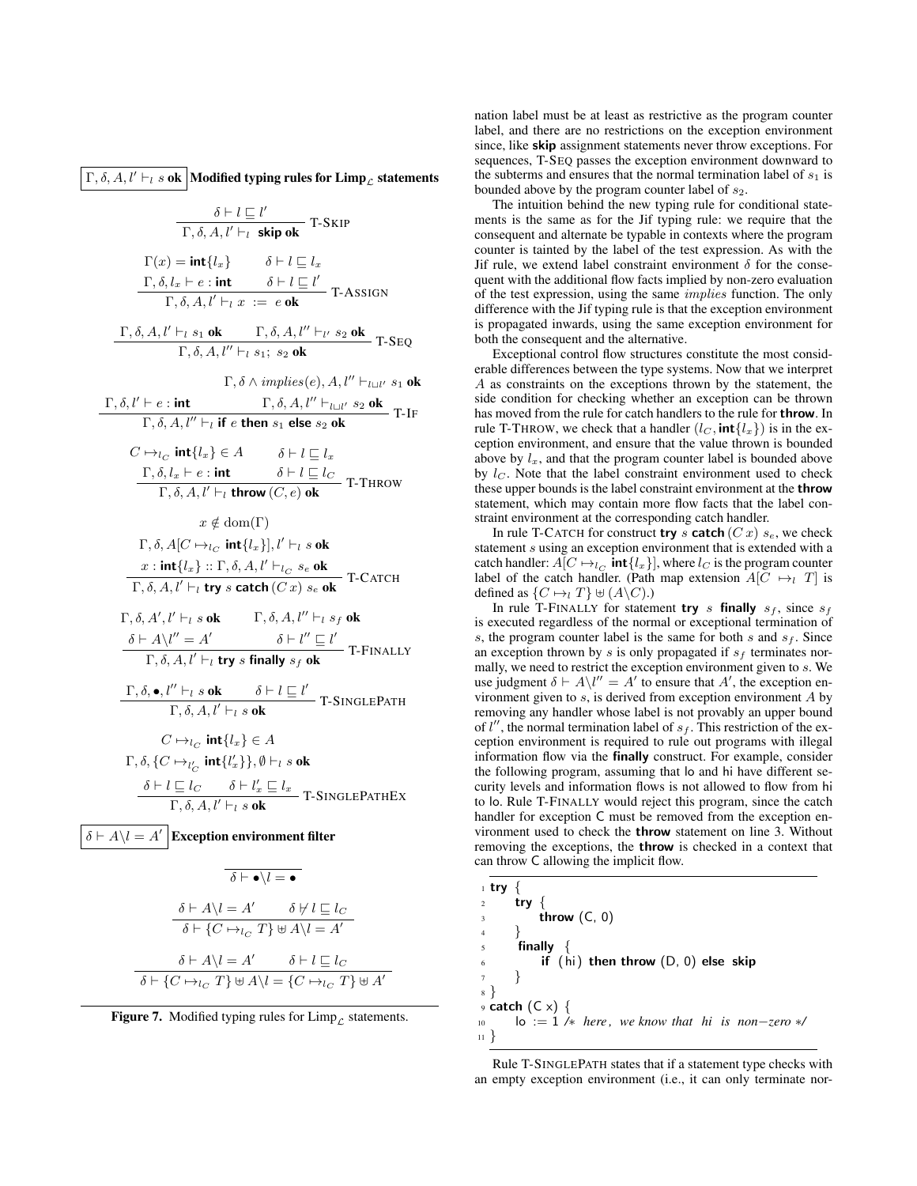$\boxed{\Gamma, \delta, A, l' \vdash_l s \textbf{ ok}}$ **Modified typing rules for Limp$_\mathcal{L}$ statements**

$$\frac{\delta \vdash l \sqsubseteq l'}{\Gamma, \delta, A, l' \vdash_l \textbf{ skip ok}} \text{ T-SKIP}$$

$$\frac{\Gamma(x) = \textbf{int}\{l_x\} \qquad \delta \vdash l \sqsubseteq l_x \qquad \Gamma, \delta, l_x \vdash e : \textbf{int} \qquad \delta \vdash l \sqsubseteq l'}{\Gamma, \delta, A, l' \vdash_l x \ := \ e \textbf{ ok}} \text{ T-ASSIGN}$$

$$\frac{\Gamma, \delta, A, l' \vdash_l s_1 \textbf{ ok} \qquad \Gamma, \delta, A, l'' \vdash_{l'} s_2 \textbf{ ok}}{\Gamma, \delta, A, l'' \vdash_l s_1; \ s_2 \textbf{ ok}} \text{ T-SEQ}$$

$$\frac{\Gamma, \delta, l' \vdash e : \textbf{int} \qquad \Gamma, \delta \wedge implies(e), A, l'' \vdash_{l \sqcup l'} s_1 \textbf{ ok} \qquad \Gamma, \delta, A, l'' \vdash_{l \sqcup l'} s_2 \textbf{ ok}}{\Gamma, \delta, A, l'' \vdash_l \textbf{if } e \textbf{ then } s_1 \textbf{ else } s_2 \textbf{ ok}} \text{ T-IF}$$

$$\frac{C \mapsto_{l_C} \textbf{int}\{l_x\} \in A \qquad \delta \vdash l \sqsubseteq l_x \qquad \Gamma, \delta, l_x \vdash e : \textbf{int} \qquad \delta \vdash l \sqsubseteq l_C}{\Gamma, \delta, A, l' \vdash_l \textbf{throw}\,(C, e) \textbf{ ok}} \text{ T-THROW}$$

$$\frac{x \notin \mathrm{dom}(\Gamma) \qquad \Gamma, \delta, A[C \mapsto_{l_C} \textbf{int}\{l_x\}], l' \vdash_l s \textbf{ ok} \qquad x : \textbf{int}\{l_x\} :: \Gamma, \delta, A, l' \vdash_{l_C} s_e \textbf{ ok}}{\Gamma, \delta, A, l' \vdash_l \textbf{try } s \textbf{ catch}\,(C\,x)\ s_e \textbf{ ok}} \text{ T-CATCH}$$

$$\frac{\Gamma, \delta, A', l' \vdash_l s \textbf{ ok} \qquad \Gamma, \delta, A, l'' \vdash_l s_f \textbf{ ok} \qquad \delta \vdash A \backslash l'' = A' \qquad \delta \vdash l'' \sqsubseteq l'}{\Gamma, \delta, A, l' \vdash_l \textbf{try } s \textbf{ finally } s_f \textbf{ ok}} \text{ T-FINALLY}$$

$$\frac{\Gamma, \delta, \bullet, l'' \vdash_l s \textbf{ ok} \qquad \delta \vdash l \sqsubseteq l'}{\Gamma, \delta, A, l' \vdash_l s \textbf{ ok}} \text{ T-SINGLEPATH}$$

$$\frac{C \mapsto_{l_C} \textbf{int}\{l_x\} \in A \qquad \Gamma, \delta, \{C \mapsto_{l'_C} \textbf{int}\{l'_x\}\}, \emptyset \vdash_l s \textbf{ ok} \qquad \delta \vdash l \sqsubseteq l_C \qquad \delta \vdash l'_x \sqsubseteq l_x}{\Gamma, \delta, A, l' \vdash_l s \textbf{ ok}} \text{ T-SINGLEPATHEX}$$

$\boxed{\delta \vdash A \backslash l = A'}$ **Exception environment filter**

$$\frac{}{\delta \vdash \bullet \backslash l = \bullet}$$

$$\frac{\delta \vdash A \backslash l = A' \qquad \delta \not\vdash l \sqsubseteq l_C}{\delta \vdash \{C \mapsto_{l_C} T\} \uplus A \backslash l = A'}$$

$$\frac{\delta \vdash A \backslash l = A' \qquad \delta \vdash l \sqsubseteq l_C}{\delta \vdash \{C \mapsto_{l_C} T\} \uplus A \backslash l = \{C \mapsto_{l_C} T\} \uplus A'}$$

**Figure 7.** Modified typing rules for Limp$_\mathcal{L}$ statements.

nation label must be at least as restrictive as the program counter label, and there are no restrictions on the exception environment since, like **skip** assignment statements never throw exceptions. For sequences, T-SEQ passes the exception environment downward to the subterms and ensures that the normal termination label of $s_1$ is bounded above by the program counter label of $s_2$.

The intuition behind the new typing rule for conditional statements is the same as for the Jif typing rule: we require that the consequent and alternate be typable in contexts where the program counter is tainted by the label of the test expression. As with the Jif rule, we extend label constraint environment $\delta$ for the consequent with the additional flow facts implied by non-zero evaluation of the test expression, using the same *implies* function. The only difference with the Jif typing rule is that the exception environment is propagated inwards, using the same exception environment for both the consequent and the alternative.

Exceptional control flow structures constitute the most considerable differences between the type systems. Now that we interpret $A$ as constraints on the exceptions thrown by the statement, the side condition for checking whether an exception can be thrown has moved from the rule for catch handlers to the rule for **throw**. In rule T-THROW, we check that a handler $(l_C, \textbf{int}\{l_x\})$ is in the exception environment, and ensure that the value thrown is bounded above by $l_x$, and that the program counter label is bounded above by $l_C$. Note that the label constraint environment used to check these upper bounds is the label constraint environment at the **throw** statement, which may contain more flow facts that the label constraint environment at the corresponding catch handler.

In rule T-CATCH for construct **try** $s$ **catch** $(C\,x)$ $s_e$, we check statement $s$ using an exception environment that is extended with a catch handler: $A[C \mapsto_{l_C} \textbf{int}\{l_x\}]$, where $l_C$ is the program counter label of the catch handler. (Path map extension $A[C \mapsto_l T]$ is defined as $\{C \mapsto_l T\} \uplus (A \backslash C)$.)

In rule T-FINALLY for statement **try** $s$ **finally** $s_f$, since $s_f$ is executed regardless of the normal or exceptional termination of $s$, the program counter label is the same for both $s$ and $s_f$. Since an exception thrown by $s$ is only propagated if $s_f$ terminates normally, we need to restrict the exception environment given to $s$. We use judgment $\delta \vdash A \backslash l'' = A'$ to ensure that $A'$, the exception environment given to $s$, is derived from exception environment $A$ by removing any handler whose label is not provably an upper bound of $l''$, the normal termination label of $s_f$. This restriction of the exception environment is required to rule out programs with illegal information flow via the **finally** construct. For example, consider the following program, assuming that lo and hi have different security levels and information flows is not allowed to flow from hi to lo. Rule T-FINALLY would reject this program, since the catch handler for exception C must be removed from the exception environment used to check the **throw** statement on line 3. Without removing the exceptions, the **throw** is checked in a context that can throw C allowing the implicit flow.

```
1  try {
2      try {
3          throw (C, 0)
4      }
5      finally {
6          if (hi) then throw (D, 0) else skip
7      }
8  }
9  catch (C x) {
10     lo := 1 /* here, we know that hi is non-zero */
11 }
```

Rule T-SINGLEPATH states that if a statement type checks with an empty exception environment (i.e., it can only terminate nor-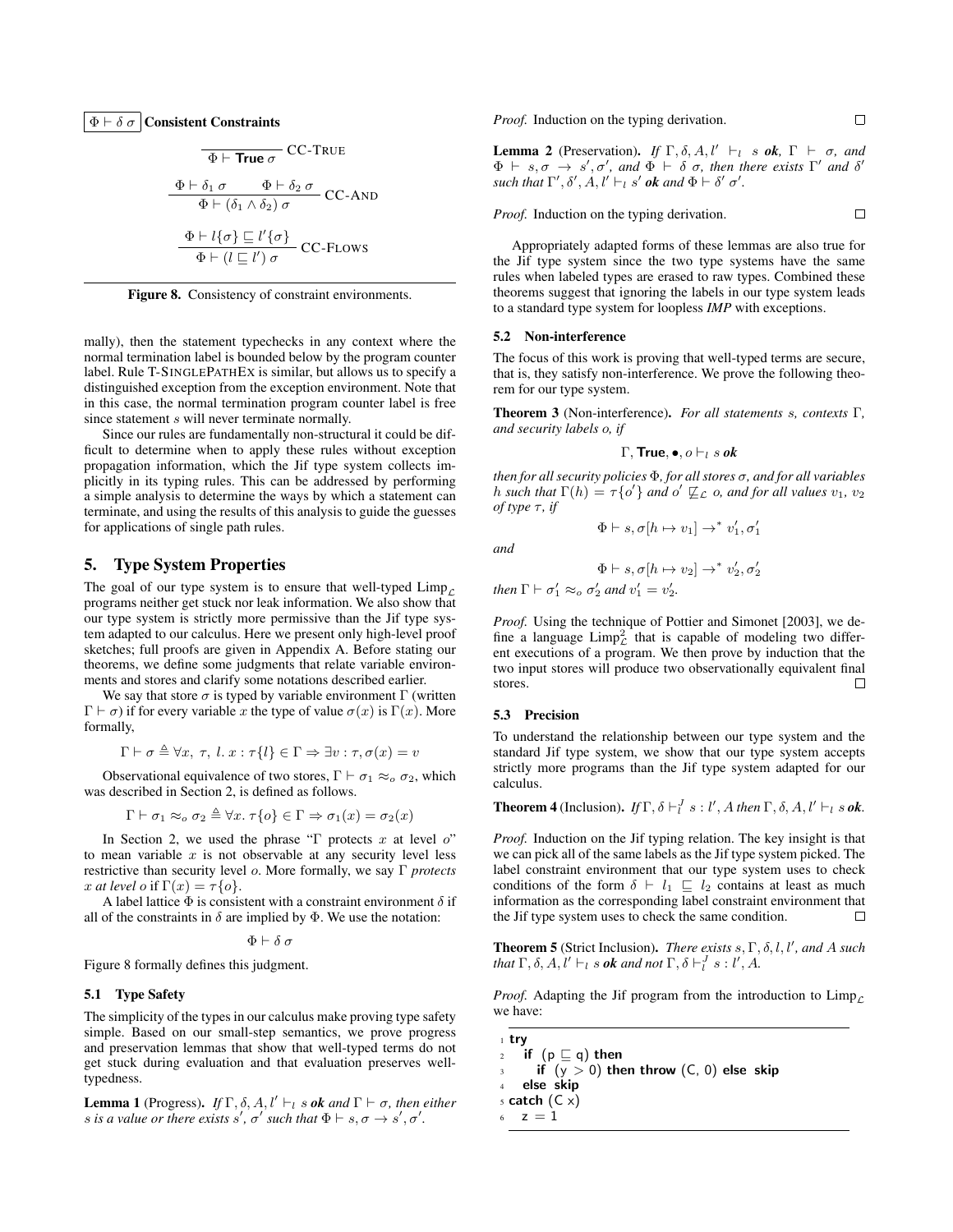$\boxed{\Phi \vdash \delta\ \sigma}$ **Consistent Constraints**

$$\frac{}{\Phi \vdash \textbf{True}\ \sigma}\ \text{CC-TRUE}$$

$$\frac{\Phi \vdash \delta_1\ \sigma \qquad \Phi \vdash \delta_2\ \sigma}{\Phi \vdash (\delta_1 \wedge \delta_2)\ \sigma}\ \text{CC-AND}$$

$$\frac{\Phi \vdash l\{\sigma\} \sqsubseteq l'\{\sigma\}}{\Phi \vdash (l \sqsubseteq l')\ \sigma}\ \text{CC-FLOWS}$$

**Figure 8.** Consistency of constraint environments.

mally), then the statement typechecks in any context where the normal termination label is bounded below by the program counter label. Rule T-SINGLEPATHEX is similar, but allows us to specify a distinguished exception from the exception environment. Note that in this case, the normal termination program counter label is free since statement $s$ will never terminate normally.

Since our rules are fundamentally non-structural it could be difficult to determine when to apply these rules without exception propagation information, which the Jif type system collects implicitly in its typing rules. This can be addressed by performing a simple analysis to determine the ways by which a statement can terminate, and using the results of this analysis to guide the guesses for applications of single path rules.

## 5. Type System Properties

The goal of our type system is to ensure that well-typed $\text{Limp}_{\mathcal{L}}$ programs neither get stuck nor leak information. We also show that our type system is strictly more permissive than the Jif type system adapted to our calculus. Here we present only high-level proof sketches; full proofs are given in Appendix A. Before stating our theorems, we define some judgments that relate variable environments and stores and clarify some notations described earlier.

We say that store $\sigma$ is typed by variable environment $\Gamma$ (written $\Gamma \vdash \sigma$) if for every variable $x$ the type of value $\sigma(x)$ is $\Gamma(x)$. More formally,

$$\Gamma \vdash \sigma \triangleq \forall x,\ \tau,\ l.\ x : \tau\{l\} \in \Gamma \Rightarrow \exists v : \tau, \sigma(x) = v$$

Observational equivalence of two stores, $\Gamma \vdash \sigma_1 \approx_o \sigma_2$, which was described in Section 2, is defined as follows.

$$\Gamma \vdash \sigma_1 \approx_o \sigma_2 \triangleq \forall x.\ \tau\{o\} \in \Gamma \Rightarrow \sigma_1(x) = \sigma_2(x)$$

In Section 2, we used the phrase "$\Gamma$ protects $x$ at level $o$" to mean variable $x$ is not observable at any security level less restrictive than security level $o$. More formally, we say $\Gamma$ *protects $x$ at level $o$* if $\Gamma(x) = \tau\{o\}$.

A label lattice $\Phi$ is consistent with a constraint environment $\delta$ if all of the constraints in $\delta$ are implied by $\Phi$. We use the notation:

$$\Phi \vdash \delta\ \sigma$$

Figure 8 formally defines this judgment.

### 5.1 Type Safety

The simplicity of the types in our calculus make proving type safety simple. Based on our small-step semantics, we prove progress and preservation lemmas that show that well-typed terms do not get stuck during evaluation and that evaluation preserves well-typedness.

**Lemma 1** (Progress). *If $\Gamma, \delta, A, l' \vdash_l s$ **ok** and $\Gamma \vdash \sigma$, then either $s$ is a value or there exists $s'$, $\sigma'$ such that $\Phi \vdash s, \sigma \rightarrow s', \sigma'$.*

*Proof.* Induction on the typing derivation. □

**Lemma 2** (Preservation). *If $\Gamma, \delta, A, l' \vdash_l s$ **ok**, $\Gamma \vdash \sigma$, and $\Phi \vdash s, \sigma \rightarrow s', \sigma'$, and $\Phi \vdash \delta\ \sigma$, then there exists $\Gamma'$ and $\delta'$ such that $\Gamma', \delta', A, l' \vdash_l s'$ **ok** and $\Phi \vdash \delta'\ \sigma'$.*

*Proof.* Induction on the typing derivation. □

Appropriately adapted forms of these lemmas are also true for the Jif type system since the two type systems have the same rules when labeled types are erased to raw types. Combined these theorems suggest that ignoring the labels in our type system leads to a standard type system for loopless *IMP* with exceptions.

### 5.2 Non-interference

The focus of this work is proving that well-typed terms are secure, that is, they satisfy non-interference. We prove the following theorem for our type system.

**Theorem 3** (Non-interference). *For all statements $s$, contexts $\Gamma$, and security labels $o$, if*

$$\Gamma, \textbf{True}, \bullet, o \vdash_l s\ \textbf{ok}$$

*then for all security policies $\Phi$, for all stores $\sigma$, and for all variables $h$ such that $\Gamma(h) = \tau\{o'\}$ and $o' \not\sqsubseteq_{\mathcal{L}} o$, and for all values $v_1$, $v_2$ of type $\tau$, if*

$$\Phi \vdash s, \sigma[h \mapsto v_1] \rightarrow^* v_1', \sigma_1'$$

*and*

$$\Phi \vdash s, \sigma[h \mapsto v_2] \rightarrow^* v_2', \sigma_2'$$

*then $\Gamma \vdash \sigma_1' \approx_o \sigma_2'$ and $v_1' = v_2'$.*

*Proof.* Using the technique of Pottier and Simonet [2003], we define a language $\text{Limp}^2_{\mathcal{L}}$ that is capable of modeling two different executions of a program. We then prove by induction that the two input stores will produce two observationally equivalent final stores. □

### 5.3 Precision

To understand the relationship between our type system and the standard Jif type system, we show that our type system accepts strictly more programs than the Jif type system adapted for our calculus.

**Theorem 4** (Inclusion). *If $\Gamma, \delta \vdash^J_l s : l', A$ then $\Gamma, \delta, A, l' \vdash_l s$ **ok**.*

*Proof.* Induction on the Jif typing relation. The key insight is that we can pick all of the same labels as the Jif type system picked. The label constraint environment that our type system uses to check conditions of the form $\delta \vdash l_1 \sqsubseteq l_2$ contains at least as much information as the corresponding label constraint environment that the Jif type system uses to check the same condition. □

**Theorem 5** (Strict Inclusion). *There exists $s, \Gamma, \delta, l, l'$, and $A$ such that $\Gamma, \delta, A, l' \vdash_l s$ **ok** and not $\Gamma, \delta \vdash^J_l s : l', A$.*

*Proof.* Adapting the Jif program from the introduction to $\text{Limp}_{\mathcal{L}}$ we have:

```
1 try
2   if (p ⊑ q) then
3     if (y > 0) then throw (C, 0) else skip
4   else skip
5 catch (C x)
6   z = 1
```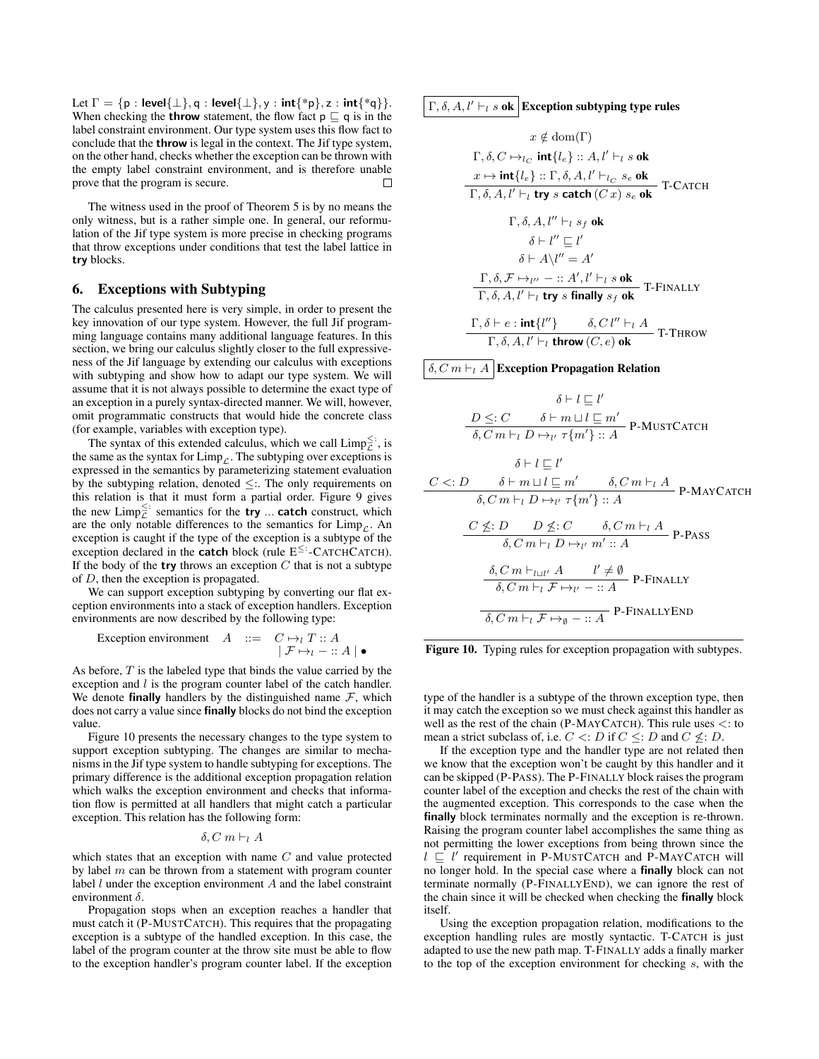Let $\Gamma = \{\mathsf{p} : \textbf{level}\{\bot\}, \mathsf{q} : \textbf{level}\{\bot\}, \mathsf{y} : \textbf{int}\{*\mathsf{p}\}, \mathsf{z} : \textbf{int}\{*\mathsf{q}\}\}$. When checking the **throw** statement, the flow fact $\mathsf{p} \sqsubseteq \mathsf{q}$ is in the label constraint environment. Our type system uses this flow fact to conclude that the **throw** is legal in the context. The Jif type system, on the other hand, checks whether the exception can be thrown with the empty label constraint environment, and is therefore unable prove that the program is secure. □

The witness used in the proof of Theorem 5 is by no means the only witness, but is a rather simple one. In general, our reformulation of the Jif type system is more precise in checking programs that throw exceptions under conditions that test the label lattice in **try** blocks.

## 6. Exceptions with Subtyping

The calculus presented here is very simple, in order to present the key innovation of our type system. However, the full Jif programming language contains many additional language features. In this section, we bring our calculus slightly closer to the full expressiveness of the Jif language by extending our calculus with exceptions with subtyping and show how to adapt our type system. We will assume that it is not always possible to determine the exact type of an exception in a purely syntax-directed manner. We will, however, omit programmatic constructs that would hide the concrete class (for example, variables with exception type).

The syntax of this extended calculus, which we call $\text{Limp}_{\mathcal{L}}^{\leq:}$, is the same as the syntax for $\text{Limp}_{\mathcal{L}}$. The subtyping over exceptions is expressed in the semantics by parameterizing statement evaluation by the subtyping relation, denoted $\leq:$. The only requirements on this relation is that it must form a partial order. Figure 9 gives the new $\text{Limp}_{\mathcal{L}}^{\leq:}$ semantics for the **try** ... **catch** construct, which are the only notable differences to the semantics for $\text{Limp}_{\mathcal{L}}$. An exception is caught if the type of the exception is a subtype of the exception declared in the **catch** block (rule $\text{E}^{\leq:}$-CATCHCATCH). If the body of the **try** throws an exception $C$ that is not a subtype of $D$, then the exception is propagated.

We can support exception subtyping by converting our flat exception environments into a stack of exception handlers. Exception environments are now described by the following type:

$$\text{Exception environment} \quad A \;::=\; C \mapsto_l T :: A \;\mid\; \mathcal{F} \mapsto_l - :: A \;\mid\; \bullet$$

As before, $T$ is the labeled type that binds the value carried by the exception and $l$ is the program counter label of the catch handler. We denote **finally** handlers by the distinguished name $\mathcal{F}$, which does not carry a value since **finally** blocks do not bind the exception value.

Figure 10 presents the necessary changes to the type system to support exception subtyping. The changes are similar to mechanisms in the Jif type system to handle subtyping for exceptions. The primary difference is the additional exception propagation relation which walks the exception environment and checks that information flow is permitted at all handlers that might catch a particular exception. This relation has the following form:

$$\delta, C\, m \vdash_l A$$

which states that an exception with name $C$ and value protected by label $m$ can be thrown from a statement with program counter label $l$ under the exception environment $A$ and the label constraint environment $\delta$.

Propagation stops when an exception reaches a handler that must catch it (P-MUSTCATCH). This requires that the propagating exception is a subtype of the handled exception. In this case, the label of the program counter at the throw site must be able to flow to the exception handler's program counter label. If the exception type of the handler is a subtype of the thrown exception type, then it may catch the exception so we must check against this handler as well as the rest of the chain (P-MAYCATCH). This rule uses $<:$ to mean a strict subclass of, i.e. $C <: D$ if $C \leq: D$ and $C \not\leq: D$.

If the exception type and the handler type are not related then we know that the exception won't be caught by this handler and it can be skipped (P-PASS). The P-FINALLY block raises the program counter label of the exception and checks the rest of the chain with the augmented exception. This corresponds to the case when the **finally** block terminates normally and the exception is re-thrown. Raising the program counter label accomplishes the same thing as not permitting the lower exceptions from being thrown since the $l \sqsubseteq l'$ requirement in P-MUSTCATCH and P-MAYCATCH will no longer hold. In the special case where a **finally** block can not terminate normally (P-FINALLYEND), we can ignore the rest of the chain since it will be checked when checking the **finally** block itself.

Using the exception propagation relation, modifications to the exception handling rules are mostly syntactic. T-CATCH is just adapted to use the new path map. T-FINALLY adds a finally marker to the top of the exception environment for checking $s$, with the

$\boxed{\Gamma, \delta, A, l' \vdash_l s \textbf{ ok}}$ **Exception subtyping type rules**

$$\frac{x \notin \text{dom}(\Gamma) \qquad \Gamma, \delta, C \mapsto_{l_C} \textbf{int}\{l_e\} :: A, l' \vdash_l s \textbf{ ok} \qquad x \mapsto \textbf{int}\{l_e\} :: \Gamma, \delta, A, l' \vdash_{l_C} s_e \textbf{ ok}}{\Gamma, \delta, A, l' \vdash_l \textbf{try } s \textbf{ catch } (C\, x)\; s_e \textbf{ ok}} \text{ T-CATCH}$$

$$\frac{\Gamma, \delta, A, l'' \vdash_l s_f \textbf{ ok} \qquad \delta \vdash l'' \sqsubseteq l' \qquad \delta \vdash A \backslash l'' = A' \qquad \Gamma, \delta, \mathcal{F} \mapsto_{l''} - :: A', l' \vdash_l s \textbf{ ok}}{\Gamma, \delta, A, l' \vdash_l \textbf{try } s \textbf{ finally } s_f \textbf{ ok}} \text{ T-FINALLY}$$

$$\frac{\Gamma, \delta \vdash e : \textbf{int}\{l''\} \qquad \delta, C\, l'' \vdash_l A}{\Gamma, \delta, A, l' \vdash_l \textbf{throw } (C, e) \textbf{ ok}} \text{ T-THROW}$$

$\boxed{\delta, C\, m \vdash_l A}$ **Exception Propagation Relation**

$$\frac{\delta \vdash l \sqsubseteq l' \qquad D \leq: C \qquad \delta \vdash m \sqcup l \sqsubseteq m'}{\delta, C\, m \vdash_l D \mapsto_{l'} \tau\{m'\} :: A} \text{ P-MUSTCATCH}$$

$$\frac{\delta \vdash l \sqsubseteq l' \qquad C <: D \qquad \delta \vdash m \sqcup l \sqsubseteq m' \qquad \delta, C\, m \vdash_l A}{\delta, C\, m \vdash_l D \mapsto_{l'} \tau\{m'\} :: A} \text{ P-MAYCATCH}$$

$$\frac{C \not\leq: D \qquad D \not\leq: C \qquad \delta, C\, m \vdash_l A}{\delta, C\, m \vdash_l D \mapsto_{l'} m' :: A} \text{ P-PASS}$$

$$\frac{\delta, C\, m \vdash_{l \sqcup l'} A \qquad l' \neq \emptyset}{\delta, C\, m \vdash_l \mathcal{F} \mapsto_{l'} - :: A} \text{ P-FINALLY}$$

$$\frac{}{\delta, C\, m \vdash_l \mathcal{F} \mapsto_{\emptyset} - :: A} \text{ P-FINALLYEND}$$

**Figure 10.** Typing rules for exception propagation with subtypes.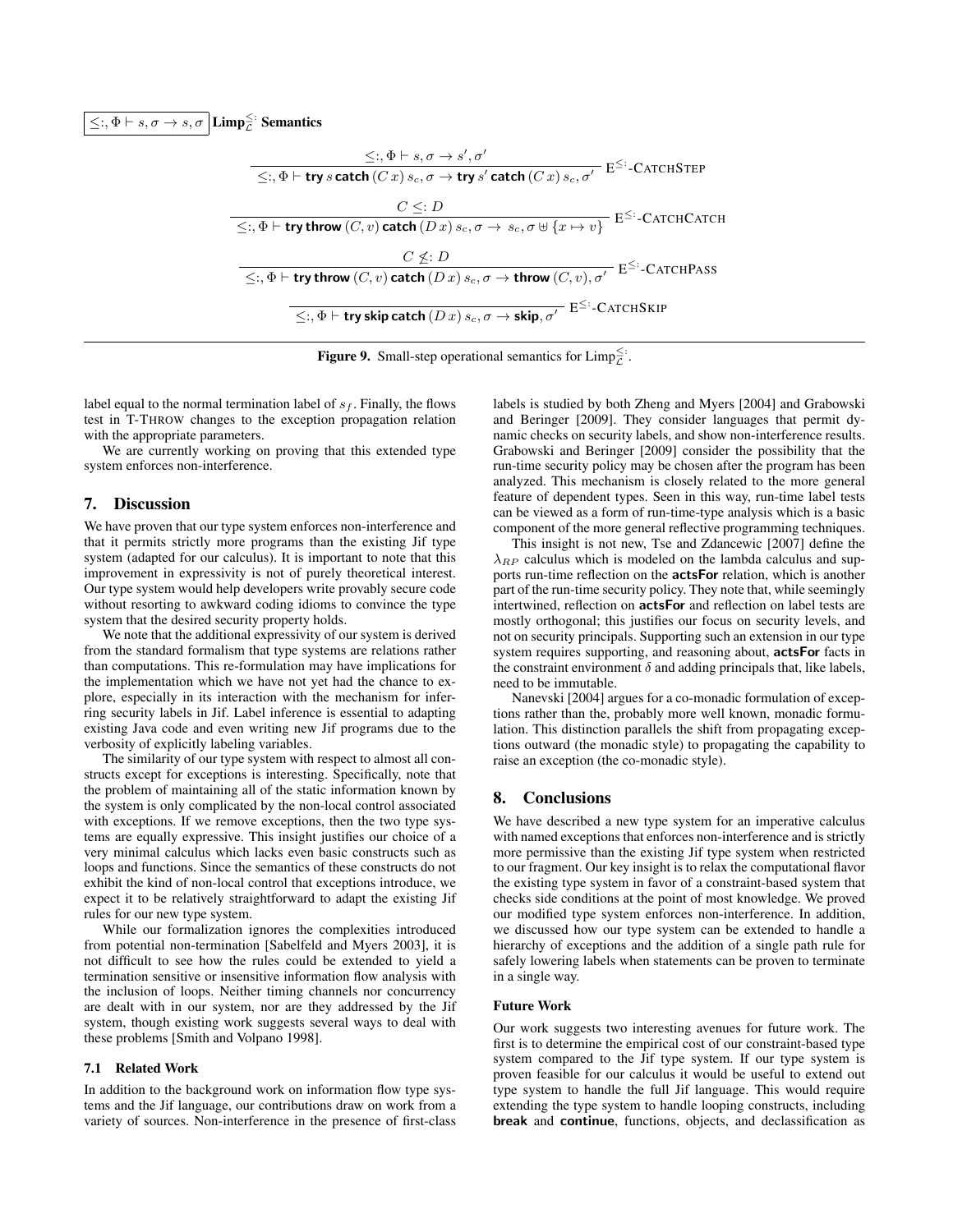$\boxed{\leq:, \Phi \vdash s, \sigma \to s, \sigma}$ **Limp$^{\leq:}_{\mathcal{L}}$ Semantics**

$$\frac{\leq:, \Phi \vdash s, \sigma \to s', \sigma'}{\leq:, \Phi \vdash \textsf{try}\, s\, \textsf{catch}\, (C\, x)\, s_c, \sigma \to \textsf{try}\, s'\, \textsf{catch}\, (C\, x)\, s_c, \sigma'}\ \text{E}^{\leq:}\text{-CatchStep}$$

$$\frac{C \leq: D}{\leq:, \Phi \vdash \textsf{try}\, \textsf{throw}\, (C, v)\, \textsf{catch}\, (D\, x)\, s_c, \sigma \to\ s_c, \sigma \uplus \{x \mapsto v\}}\ \text{E}^{\leq:}\text{-CatchCatch}$$

$$\frac{C \not\leq: D}{\leq:, \Phi \vdash \textsf{try}\, \textsf{throw}\, (C, v)\, \textsf{catch}\, (D\, x)\, s_c, \sigma \to \textsf{throw}\, (C, v), \sigma'}\ \text{E}^{\leq:}\text{-CatchPass}$$

$$\frac{}{\leq:, \Phi \vdash \textsf{try}\, \textsf{skip}\, \textsf{catch}\, (D\, x)\, s_c, \sigma \to \textsf{skip}, \sigma'}\ \text{E}^{\leq:}\text{-CatchSkip}$$

**Figure 9.** Small-step operational semantics for Limp$^{\leq:}_{\mathcal{L}}$.

label equal to the normal termination label of $s_f$. Finally, the flows test in T-Throw changes to the exception propagation relation with the appropriate parameters.

We are currently working on proving that this extended type system enforces non-interference.

## 7. Discussion

We have proven that our type system enforces non-interference and that it permits strictly more programs than the existing Jif type system (adapted for our calculus). It is important to note that this improvement in expressivity is not of purely theoretical interest. Our type system would help developers write provably secure code without resorting to awkward coding idioms to convince the type system that the desired security property holds.

We note that the additional expressivity of our system is derived from the standard formalism that type systems are relations rather than computations. This re-formulation may have implications for the implementation which we have not yet had the chance to explore, especially in its interaction with the mechanism for inferring security labels in Jif. Label inference is essential to adapting existing Java code and even writing new Jif programs due to the verbosity of explicitly labeling variables.

The similarity of our type system with respect to almost all constructs except for exceptions is interesting. Specifically, note that the problem of maintaining all of the static information known by the system is only complicated by the non-local control associated with exceptions. If we remove exceptions, then the two type systems are equally expressive. This insight justifies our choice of a very minimal calculus which lacks even basic constructs such as loops and functions. Since the semantics of these constructs do not exhibit the kind of non-local control that exceptions introduce, we expect it to be relatively straightforward to adapt the existing Jif rules for our new type system.

While our formalization ignores the complexities introduced from potential non-termination [Sabelfeld and Myers 2003], it is not difficult to see how the rules could be extended to yield a termination sensitive or insensitive information flow analysis with the inclusion of loops. Neither timing channels nor concurrency are dealt with in our system, nor are they addressed by the Jif system, though existing work suggests several ways to deal with these problems [Smith and Volpano 1998].

### 7.1 Related Work

In addition to the background work on information flow type systems and the Jif language, our contributions draw on work from a variety of sources. Non-interference in the presence of first-class labels is studied by both Zheng and Myers [2004] and Grabowski and Beringer [2009]. They consider languages that permit dynamic checks on security labels, and show non-interference results. Grabowski and Beringer [2009] consider the possibility that the run-time security policy may be chosen after the program has been analyzed. This mechanism is closely related to the more general feature of dependent types. Seen in this way, run-time label tests can be viewed as a form of run-time-type analysis which is a basic component of the more general reflective programming techniques.

This insight is not new, Tse and Zdancewic [2007] define the $\lambda_{RP}$ calculus which is modeled on the lambda calculus and supports run-time reflection on the **actsFor** relation, which is another part of the run-time security policy. They note that, while seemingly intertwined, reflection on **actsFor** and reflection on label tests are mostly orthogonal; this justifies our focus on security levels, and not on security principals. Supporting such an extension in our type system requires supporting, and reasoning about, **actsFor** facts in the constraint environment $\delta$ and adding principals that, like labels, need to be immutable.

Nanevski [2004] argues for a co-monadic formulation of exceptions rather than the, probably more well known, monadic formulation. This distinction parallels the shift from propagating exceptions outward (the monadic style) to propagating the capability to raise an exception (the co-monadic style).

## 8. Conclusions

We have described a new type system for an imperative calculus with named exceptions that enforces non-interference and is strictly more permissive than the existing Jif type system when restricted to our fragment. Our key insight is to relax the computational flavor the existing type system in favor of a constraint-based system that checks side conditions at the point of most knowledge. We proved our modified type system enforces non-interference. In addition, we discussed how our type system can be extended to handle a hierarchy of exceptions and the addition of a single path rule for safely lowering labels when statements can be proven to terminate in a single way.

#### Future Work

Our work suggests two interesting avenues for future work. The first is to determine the empirical cost of our constraint-based type system compared to the Jif type system. If our type system is proven feasible for our calculus it would be useful to extend out type system to handle the full Jif language. This would require extending the type system to handle looping constructs, including **break** and **continue**, functions, objects, and declassification as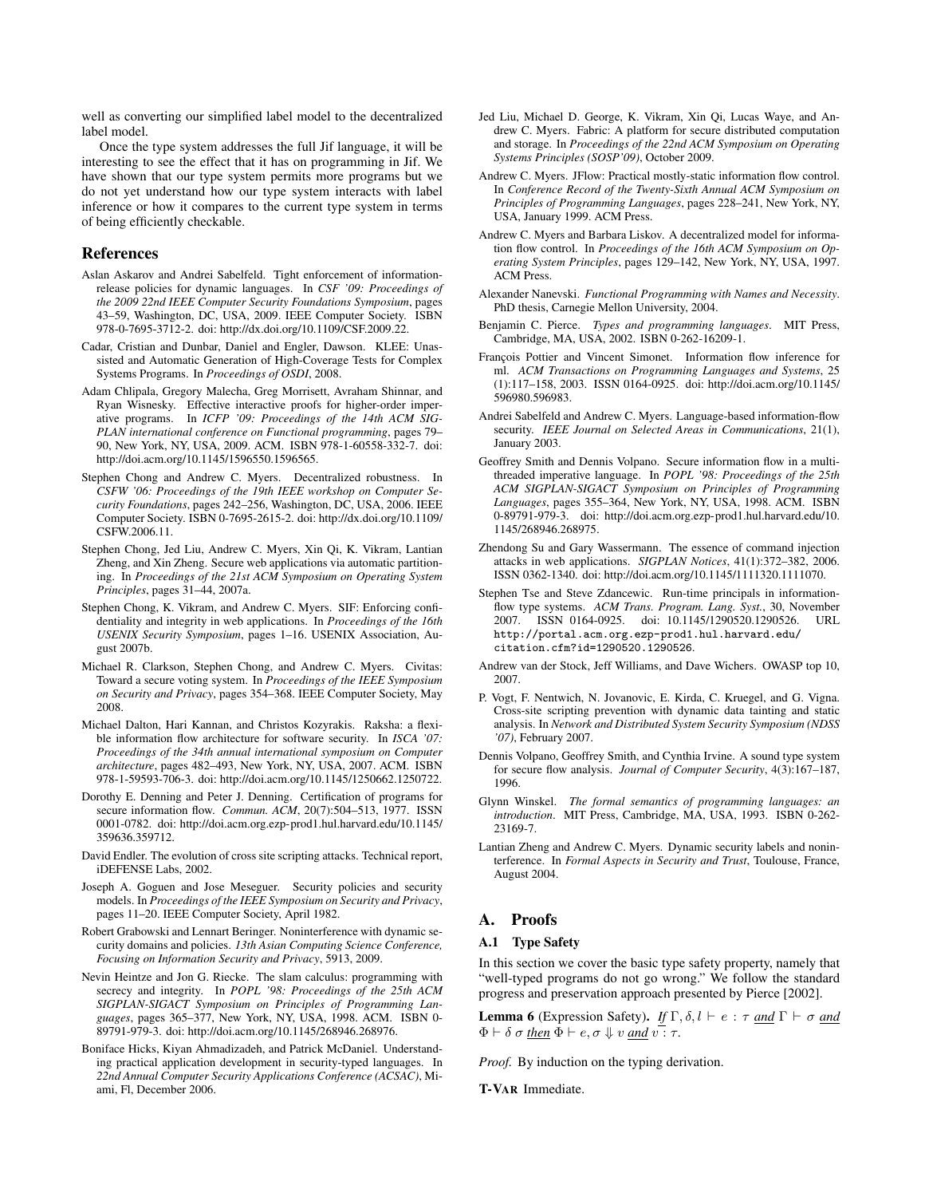well as converting our simplified label model to the decentralized label model.

Once the type system addresses the full Jif language, it will be interesting to see the effect that it has on programming in Jif. We have shown that our type system permits more programs but we do not yet understand how our type system interacts with label inference or how it compares to the current type system in terms of being efficiently checkable.

## References

Aslan Askarov and Andrei Sabelfeld. Tight enforcement of information-release policies for dynamic languages. In *CSF '09: Proceedings of the 2009 22nd IEEE Computer Security Foundations Symposium*, pages 43–59, Washington, DC, USA, 2009. IEEE Computer Society. ISBN 978-0-7695-3712-2. doi: http://dx.doi.org/10.1109/CSF.2009.22.

Cadar, Cristian and Dunbar, Daniel and Engler, Dawson. KLEE: Unassisted and Automatic Generation of High-Coverage Tests for Complex Systems Programs. In *Proceedings of OSDI*, 2008.

Adam Chlipala, Gregory Malecha, Greg Morrisett, Avraham Shinnar, and Ryan Wisnesky. Effective interactive proofs for higher-order imperative programs. In *ICFP '09: Proceedings of the 14th ACM SIGPLAN international conference on Functional programming*, pages 79–90, New York, NY, USA, 2009. ACM. ISBN 978-1-60558-332-7. doi: http://doi.acm.org/10.1145/1596550.1596565.

Stephen Chong and Andrew C. Myers. Decentralized robustness. In *CSFW '06: Proceedings of the 19th IEEE workshop on Computer Security Foundations*, pages 242–256, Washington, DC, USA, 2006. IEEE Computer Society. ISBN 0-7695-2615-2. doi: http://dx.doi.org/10.1109/CSFW.2006.11.

Stephen Chong, Jed Liu, Andrew C. Myers, Xin Qi, K. Vikram, Lantian Zheng, and Xin Zheng. Secure web applications via automatic partitioning. In *Proceedings of the 21st ACM Symposium on Operating System Principles*, pages 31–44, 2007a.

Stephen Chong, K. Vikram, and Andrew C. Myers. SIF: Enforcing confidentiality and integrity in web applications. In *Proceedings of the 16th USENIX Security Symposium*, pages 1–16. USENIX Association, August 2007b.

Michael R. Clarkson, Stephen Chong, and Andrew C. Myers. Civitas: Toward a secure voting system. In *Proceedings of the IEEE Symposium on Security and Privacy*, pages 354–368. IEEE Computer Society, May 2008.

Michael Dalton, Hari Kannan, and Christos Kozyrakis. Raksha: a flexible information flow architecture for software security. In *ISCA '07: Proceedings of the 34th annual international symposium on Computer architecture*, pages 482–493, New York, NY, USA, 2007. ACM. ISBN 978-1-59593-706-3. doi: http://doi.acm.org/10.1145/1250662.1250722.

Dorothy E. Denning and Peter J. Denning. Certification of programs for secure information flow. *Commun. ACM*, 20(7):504–513, 1977. ISSN 0001-0782. doi: http://doi.acm.org.ezp-prod1.hul.harvard.edu/10.1145/359636.359712.

David Endler. The evolution of cross site scripting attacks. Technical report, iDEFENSE Labs, 2002.

Joseph A. Goguen and Jose Meseguer. Security policies and security models. In *Proceedings of the IEEE Symposium on Security and Privacy*, pages 11–20. IEEE Computer Society, April 1982.

Robert Grabowski and Lennart Beringer. Noninterference with dynamic security domains and policies. *13th Asian Computing Science Conference, Focusing on Information Security and Privacy*, 5913, 2009.

Nevin Heintze and Jon G. Riecke. The slam calculus: programming with secrecy and integrity. In *POPL '98: Proceedings of the 25th ACM SIGPLAN-SIGACT Symposium on Principles of Programming Languages*, pages 365–377, New York, NY, USA, 1998. ACM. ISBN 0-89791-979-3. doi: http://doi.acm.org/10.1145/268946.268976.

Boniface Hicks, Kiyan Ahmadizadeh, and Patrick McDaniel. Understanding practical application development in security-typed languages. In *22nd Annual Computer Security Applications Conference (ACSAC)*, Miami, Fl, December 2006.

Jed Liu, Michael D. George, K. Vikram, Xin Qi, Lucas Waye, and Andrew C. Myers. Fabric: A platform for secure distributed computation and storage. In *Proceedings of the 22nd ACM Symposium on Operating Systems Principles (SOSP'09)*, October 2009.

Andrew C. Myers. JFlow: Practical mostly-static information flow control. In *Conference Record of the Twenty-Sixth Annual ACM Symposium on Principles of Programming Languages*, pages 228–241, New York, NY, USA, January 1999. ACM Press.

Andrew C. Myers and Barbara Liskov. A decentralized model for information flow control. In *Proceedings of the 16th ACM Symposium on Operating System Principles*, pages 129–142, New York, NY, USA, 1997. ACM Press.

Alexander Nanevski. *Functional Programming with Names and Necessity*. PhD thesis, Carnegie Mellon University, 2004.

Benjamin C. Pierce. *Types and programming languages*. MIT Press, Cambridge, MA, USA, 2002. ISBN 0-262-16209-1.

François Pottier and Vincent Simonet. Information flow inference for ml. *ACM Transactions on Programming Languages and Systems*, 25 (1):117–158, 2003. ISSN 0164-0925. doi: http://doi.acm.org/10.1145/596980.596983.

Andrei Sabelfeld and Andrew C. Myers. Language-based information-flow security. *IEEE Journal on Selected Areas in Communications*, 21(1), January 2003.

Geoffrey Smith and Dennis Volpano. Secure information flow in a multi-threaded imperative language. In *POPL '98: Proceedings of the 25th ACM SIGPLAN-SIGACT Symposium on Principles of Programming Languages*, pages 355–364, New York, NY, USA, 1998. ACM. ISBN 0-89791-979-3. doi: http://doi.acm.org.ezp-prod1.hul.harvard.edu/10.1145/268946.268975.

Zhendong Su and Gary Wassermann. The essence of command injection attacks in web applications. *SIGPLAN Notices*, 41(1):372–382, 2006. ISSN 0362-1340. doi: http://doi.acm.org/10.1145/1111320.1111070.

Stephen Tse and Steve Zdancewic. Run-time principals in information-flow type systems. *ACM Trans. Program. Lang. Syst.*, 30, November 2007. ISSN 0164-0925. doi: 10.1145/1290520.1290526. URL http://portal.acm.org.ezp-prod1.hul.harvard.edu/citation.cfm?id=1290520.1290526.

Andrew van der Stock, Jeff Williams, and Dave Wichers. OWASP top 10, 2007.

P. Vogt, F. Nentwich, N. Jovanovic, E. Kirda, C. Kruegel, and G. Vigna. Cross-site scripting prevention with dynamic data tainting and static analysis. In *Network and Distributed System Security Symposium (NDSS '07)*, February 2007.

Dennis Volpano, Geoffrey Smith, and Cynthia Irvine. A sound type system for secure flow analysis. *Journal of Computer Security*, 4(3):167–187, 1996.

Glynn Winskel. *The formal semantics of programming languages: an introduction*. MIT Press, Cambridge, MA, USA, 1993. ISBN 0-262-23169-7.

Lantian Zheng and Andrew C. Myers. Dynamic security labels and noninterference. In *Formal Aspects in Security and Trust*, Toulouse, France, August 2004.

## A. Proofs

### A.1 Type Safety

In this section we cover the basic type safety property, namely that "well-typed programs do not go wrong." We follow the standard progress and preservation approach presented by Pierce [2002].

**Lemma 6** (Expression Safety). *If* $\Gamma, \delta, l \vdash e : \tau$ *and* $\Gamma \vdash \sigma$ *and* $\Phi \vdash \delta\ \sigma$ *then* $\Phi \vdash e, \sigma \Downarrow v$ *and* $v : \tau$.

*Proof.* By induction on the typing derivation.

**T-VAR** Immediate.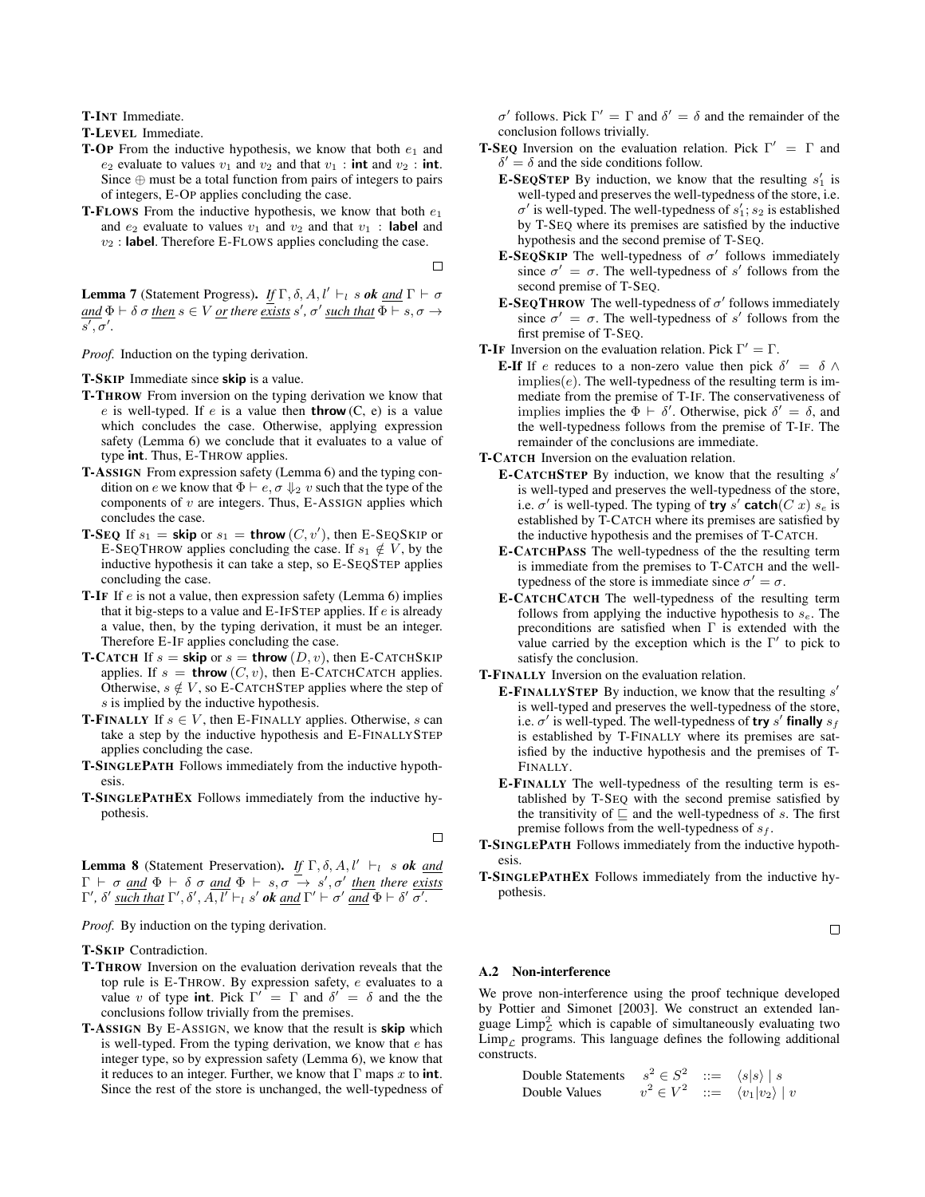**T-INT** Immediate.

**T-LEVEL** Immediate.

**T-OP** From the inductive hypothesis, we know that both $e_1$ and $e_2$ evaluate to values $v_1$ and $v_2$ and that $v_1$ : **int** and $v_2$ : **int**. Since $\oplus$ must be a total function from pairs of integers to pairs of integers, E-OP applies concluding the case.

**T-FLOWS** From the inductive hypothesis, we know that both $e_1$ and $e_2$ evaluate to values $v_1$ and $v_2$ and that $v_1$ : **label** and $v_2$ : **label**. Therefore E-FLOWS applies concluding the case.

□

**Lemma 7** (Statement Progress)**.** *If* $\Gamma, \delta, A, l' \vdash_l s$ ***ok*** *and* $\Gamma \vdash \sigma$ *and* $\Phi \vdash \delta\ \sigma$ *then* $s \in V$ *or there exists* $s', \sigma'$ *such that* $\Phi \vdash s, \sigma \to s', \sigma'$.

*Proof.* Induction on the typing derivation.

**T-SKIP** Immediate since **skip** is a value.

**T-THROW** From inversion on the typing derivation we know that $e$ is well-typed. If $e$ is a value then **throw** (C, e) is a value which concludes the case. Otherwise, applying expression safety (Lemma 6) we conclude that it evaluates to a value of type **int**. Thus, E-THROW applies.

**T-ASSIGN** From expression safety (Lemma 6) and the typing condition on $e$ we know that $\Phi \vdash e, \sigma \Downarrow_2 v$ such that the type of the components of $v$ are integers. Thus, E-ASSIGN applies which concludes the case.

**T-SEQ** If $s_1 =$ **skip** or $s_1 =$ **throw** $(C, v')$, then E-SEQSKIP or E-SEQTHROW applies concluding the case. If $s_1 \notin V$, by the inductive hypothesis it can take a step, so E-SEQSTEP applies concluding the case.

**T-IF** If $e$ is not a value, then expression safety (Lemma 6) implies that it big-steps to a value and E-IFSTEP applies. If $e$ is already a value, then, by the typing derivation, it must be an integer. Therefore E-IF applies concluding the case.

**T-CATCH** If $s =$ **skip** or $s =$ **throw** $(D, v)$, then E-CATCHSKIP applies. If $s =$ **throw** $(C, v)$, then E-CATCHCATCH applies. Otherwise, $s \notin V$, so E-CATCHSTEP applies where the step of $s$ is implied by the inductive hypothesis.

**T-FINALLY** If $s \in V$, then E-FINALLY applies. Otherwise, $s$ can take a step by the inductive hypothesis and E-FINALLYSTEP applies concluding the case.

**T-SINGLEPATH** Follows immediately from the inductive hypothesis.

**T-SINGLEPATHEX** Follows immediately from the inductive hypothesis.

□

**Lemma 8** (Statement Preservation)**.** *If* $\Gamma, \delta, A, l' \vdash_l s$ ***ok*** *and* $\Gamma \vdash \sigma$ *and* $\Phi \vdash \delta\ \sigma$ *and* $\Phi \vdash s, \sigma \to s', \sigma'$ *then there exists* $\Gamma', \delta'$ *such that* $\Gamma', \delta', A, l' \vdash_l s'$ ***ok*** *and* $\Gamma' \vdash \sigma'$ *and* $\Phi \vdash \delta'\ \sigma'$.

*Proof.* By induction on the typing derivation.

**T-SKIP** Contradiction.

**T-THROW** Inversion on the evaluation derivation reveals that the top rule is E-THROW. By expression safety, $e$ evaluates to a value $v$ of type **int**. Pick $\Gamma' = \Gamma$ and $\delta' = \delta$ and the the conclusions follow trivially from the premises.

**T-ASSIGN** By E-ASSIGN, we know that the result is **skip** which is well-typed. From the typing derivation, we know that $e$ has integer type, so by expression safety (Lemma 6), we know that it reduces to an integer. Further, we know that $\Gamma$ maps $x$ to **int**. Since the rest of the store is unchanged, the well-typedness of $\sigma'$ follows. Pick $\Gamma' = \Gamma$ and $\delta' = \delta$ and the remainder of the conclusion follows trivially.

**T-SEQ** Inversion on the evaluation relation. Pick $\Gamma' = \Gamma$ and $\delta' = \delta$ and the side conditions follow.

- **E-SEQSTEP** By induction, we know that the resulting $s_1'$ is well-typed and preserves the well-typedness of the store, i.e. $\sigma'$ is well-typed. The well-typedness of $s_1'; s_2$ is established by T-SEQ where its premises are satisfied by the inductive hypothesis and the second premise of T-SEQ.
- **E-SEQSKIP** The well-typedness of $\sigma'$ follows immediately since $\sigma' = \sigma$. The well-typedness of $s'$ follows from the second premise of T-SEQ.
- **E-SEQTHROW** The well-typedness of $\sigma'$ follows immediately since $\sigma' = \sigma$. The well-typedness of $s'$ follows from the first premise of T-SEQ.

**T-IF** Inversion on the evaluation relation. Pick $\Gamma' = \Gamma$.

- **E-If** If $e$ reduces to a non-zero value then pick $\delta' = \delta \wedge \text{implies}(e)$. The well-typedness of the resulting term is immediate from the premise of T-IF. The conservativeness of implies implies the $\Phi \vdash \delta'$. Otherwise, pick $\delta' = \delta$, and the well-typedness follows from the premise of T-IF. The remainder of the conclusions are immediate.

**T-CATCH** Inversion on the evaluation relation.

- **E-CATCHSTEP** By induction, we know that the resulting $s'$ is well-typed and preserves the well-typedness of the store, i.e. $\sigma'$ is well-typed. The typing of **try** $s'$ **catch**$(C\ x)\ s_e$ is established by T-CATCH where its premises are satisfied by the inductive hypothesis and the premises of T-CATCH.
- **E-CATCHPASS** The well-typedness of the the resulting term is immediate from the premises to T-CATCH and the well-typedness of the store is immediate since $\sigma' = \sigma$.
- **E-CATCHCATCH** The well-typedness of the resulting term follows from applying the inductive hypothesis to $s_e$. The preconditions are satisfied when $\Gamma$ is extended with the value carried by the exception which is the $\Gamma'$ to pick to satisfy the conclusion.

**T-FINALLY** Inversion on the evaluation relation.

- **E-FINALLYSTEP** By induction, we know that the resulting $s'$ is well-typed and preserves the well-typedness of the store, i.e. $\sigma'$ is well-typed. The well-typedness of **try** $s'$ **finally** $s_f$ is established by T-FINALLY where its premises are satisfied by the inductive hypothesis and the premises of T-FINALLY.
- **E-FINALLY** The well-typedness of the resulting term is established by T-SEQ with the second premise satisfied by the transitivity of $\sqsubseteq$ and the well-typedness of $s$. The first premise follows from the well-typedness of $s_f$.

**T-SINGLEPATH** Follows immediately from the inductive hypothesis.

**T-SINGLEPATHEX** Follows immediately from the inductive hypothesis.

□

### A.2 Non-interference

We prove non-interference using the proof technique developed by Pottier and Simonet [2003]. We construct an extended language $\text{Limp}^2_{\mathcal{L}}$ which is capable of simultaneously evaluating two $\text{Limp}_{\mathcal{L}}$ programs. This language defines the following additional constructs.

| | | | |
|---|---|---|---|
| Double Statements | $s^2 \in S^2$ | $::=$ | $\langle s \mid s \rangle \mid s$ |
| Double Values | $v^2 \in V^2$ | $::=$ | $\langle v_1 \mid v_2 \rangle \mid v$ |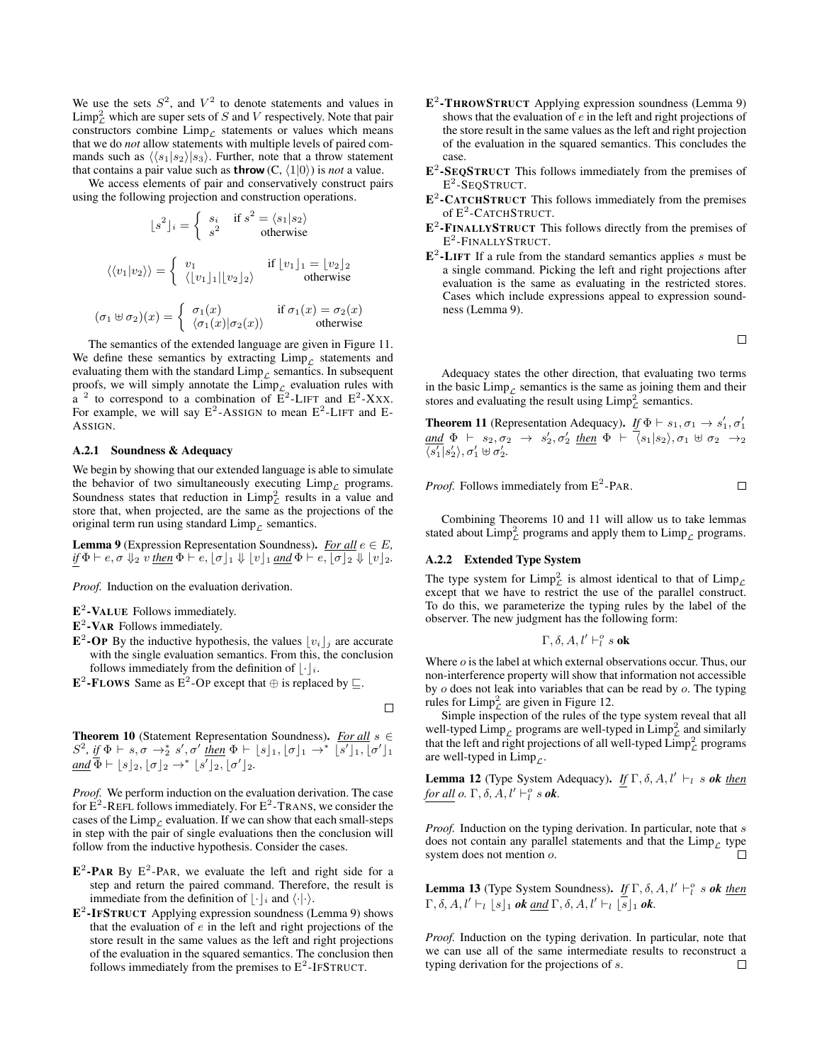We use the sets $S^2$, and $V^2$ to denote statements and values in $\text{Limp}^2_{\mathcal{L}}$ which are super sets of $S$ and $V$ respectively. Note that pair constructors combine $\text{Limp}_{\mathcal{L}}$ statements or values which means that we do *not* allow statements with multiple levels of paired commands such as $\langle\langle s_1|s_2\rangle|s_3\rangle$. Further, note that a throw statement that contains a pair value such as **throw** (C, $\langle 1|0\rangle$) is *not* a value.

We access elements of pair and conservatively construct pairs using the following projection and construction operations.

$$\lfloor s^2 \rfloor_i = \begin{cases} s_i & \text{if } s^2 = \langle s_1|s_2\rangle \\ s^2 & \text{otherwise} \end{cases}$$

$$\langle\langle v_1|v_2\rangle\rangle = \begin{cases} v_1 & \text{if } \lfloor v_1\rfloor_1 = \lfloor v_2\rfloor_2 \\ \langle\lfloor v_1\rfloor_1|\lfloor v_2\rfloor_2\rangle & \text{otherwise} \end{cases}$$

$$(\sigma_1 \uplus \sigma_2)(x) = \begin{cases} \sigma_1(x) & \text{if } \sigma_1(x) = \sigma_2(x) \\ \langle\sigma_1(x)|\sigma_2(x)\rangle & \text{otherwise} \end{cases}$$

The semantics of the extended language are given in Figure 11. We define these semantics by extracting $\text{Limp}_{\mathcal{L}}$ statements and evaluating them with the standard $\text{Limp}_{\mathcal{L}}$ semantics. In subsequent proofs, we will simply annotate the $\text{Limp}_{\mathcal{L}}$ evaluation rules with a $^2$ to correspond to a combination of E$^2$-LIFT and E$^2$-XXX. For example, we will say E$^2$-ASSIGN to mean E$^2$-LIFT and E-ASSIGN.

### A.2.1 Soundness & Adequacy

We begin by showing that our extended language is able to simulate the behavior of two simultaneously executing $\text{Limp}_{\mathcal{L}}$ programs. Soundness states that reduction in $\text{Limp}^2_{\mathcal{L}}$ results in a value and store that, when projected, are the same as the projections of the original term run using standard $\text{Limp}_{\mathcal{L}}$ semantics.

**Lemma 9** (Expression Representation Soundness). ***For all*** $e \in E$, ***if*** $\Phi \vdash e, \sigma \Downarrow_2 v$ ***then*** $\Phi \vdash e, \lfloor\sigma\rfloor_1 \Downarrow \lfloor v\rfloor_1$ ***and*** $\Phi \vdash e, \lfloor\sigma\rfloor_2 \Downarrow \lfloor v\rfloor_2$.

*Proof.* Induction on the evaluation derivation.

**E$^2$-VALUE** Follows immediately.

**E$^2$-VAR** Follows immediately.

**E$^2$-OP** By the inductive hypothesis, the values $\lfloor v_i\rfloor_j$ are accurate with the single evaluation semantics. From this, the conclusion follows immediately from the definition of $\lfloor\cdot\rfloor_i$.

**E$^2$-FLOWS** Same as E$^2$-OP except that $\oplus$ is replaced by $\sqsubseteq$. □

**Theorem 10** (Statement Representation Soundness). ***For all*** $s \in S^2$, ***if*** $\Phi \vdash s, \sigma \rightarrow^*_2 s', \sigma'$ ***then*** $\Phi \vdash \lfloor s\rfloor_1, \lfloor\sigma\rfloor_1 \rightarrow^* \lfloor s'\rfloor_1, \lfloor\sigma'\rfloor_1$ ***and*** $\Phi \vdash \lfloor s\rfloor_2, \lfloor\sigma\rfloor_2 \rightarrow^* \lfloor s'\rfloor_2, \lfloor\sigma'\rfloor_2$.

*Proof.* We perform induction on the evaluation derivation. The case for E$^2$-REFL follows immediately. For E$^2$-TRANS, we consider the cases of the $\text{Limp}_{\mathcal{L}}$ evaluation. If we can show that each small-steps in step with the pair of single evaluations then the conclusion will follow from the inductive hypothesis. Consider the cases.

**E$^2$-PAR** By E$^2$-PAR, we evaluate the left and right side for a step and return the paired command. Therefore, the result is immediate from the definition of $\lfloor\cdot\rfloor_i$ and $\langle\cdot|\cdot\rangle$.

**E$^2$-IFSTRUCT** Applying expression soundness (Lemma 9) shows that the evaluation of $e$ in the left and right projections of the store result in the same values as the left and right projection of the evaluation in the squared semantics. The conclusion then follows immediately from the premises to E$^2$-IFSTRUCT.

**E$^2$-THROWSTRUCT** Applying expression soundness (Lemma 9) shows that the evaluation of $e$ in the left and right projections of the store result in the same values as the left and right projection of the evaluation in the squared semantics. This concludes the case.

**E$^2$-SEQSTRUCT** This follows immediately from the premises of E$^2$-SEQSTRUCT.

**E$^2$-CATCHSTRUCT** This follows immediately from the premises of E$^2$-CATCHSTRUCT.

**E$^2$-FINALLYSTRUCT** This follows directly from the premises of E$^2$-FINALLYSTRUCT.

**E$^2$-LIFT** If a rule from the standard semantics applies $s$ must be a single command. Picking the left and right projections after evaluation is the same as evaluating in the restricted stores. Cases which include expressions appeal to expression soundness (Lemma 9). □

Adequacy states the other direction, that evaluating two terms in the basic $\text{Limp}_{\mathcal{L}}$ semantics is the same as joining them and their stores and evaluating the result using $\text{Limp}^2_{\mathcal{L}}$ semantics.

**Theorem 11** (Representation Adequacy). ***If*** $\Phi \vdash s_1, \sigma_1 \rightarrow s'_1, \sigma'_1$ ***and*** $\Phi \vdash s_2, \sigma_2 \rightarrow s'_2, \sigma'_2$ ***then*** $\Phi \vdash \langle s_1|s_2\rangle, \sigma_1 \uplus \sigma_2 \rightarrow_2 \langle s'_1|s'_2\rangle, \sigma'_1 \uplus \sigma'_2$.

*Proof.* Follows immediately from E$^2$-PAR. □

Combining Theorems 10 and 11 will allow us to take lemmas stated about $\text{Limp}^2_{\mathcal{L}}$ programs and apply them to $\text{Limp}_{\mathcal{L}}$ programs.

### A.2.2 Extended Type System

The type system for $\text{Limp}^2_{\mathcal{L}}$ is almost identical to that of $\text{Limp}_{\mathcal{L}}$ except that we have to restrict the use of the parallel construct. To do this, we parameterize the typing rules by the label of the observer. The new judgment has the following form:

$$\Gamma, \delta, A, l' \vdash^o_l s \textbf{ ok}$$

Where $o$ is the label at which external observations occur. Thus, our non-interference property will show that information not accessible by $o$ does not leak into variables that can be read by $o$. The typing rules for $\text{Limp}^2_{\mathcal{L}}$ are given in Figure 12.

Simple inspection of the rules of the type system reveal that all well-typed $\text{Limp}_{\mathcal{L}}$ programs are well-typed in $\text{Limp}^2_{\mathcal{L}}$ and similarly that the left and right projections of all well-typed $\text{Limp}^2_{\mathcal{L}}$ programs are well-typed in $\text{Limp}_{\mathcal{L}}$.

**Lemma 12** (Type System Adequacy). ***If*** $\Gamma, \delta, A, l' \vdash_l s$ ***ok then for all*** $o$. $\Gamma, \delta, A, l' \vdash^o_l s$ ***ok***.

*Proof.* Induction on the typing derivation. In particular, note that $s$ does not contain any parallel statements and that the $\text{Limp}_{\mathcal{L}}$ type system does not mention $o$. □

**Lemma 13** (Type System Soundness). ***If*** $\Gamma, \delta, A, l' \vdash^o_l s$ ***ok then*** $\Gamma, \delta, A, l' \vdash_l \lfloor s\rfloor_1$ ***ok and*** $\Gamma, \delta, A, l' \vdash_l \lfloor s\rfloor_1$ ***ok***.

*Proof.* Induction on the typing derivation. In particular, note that we can use all of the same intermediate results to reconstruct a typing derivation for the projections of $s$. □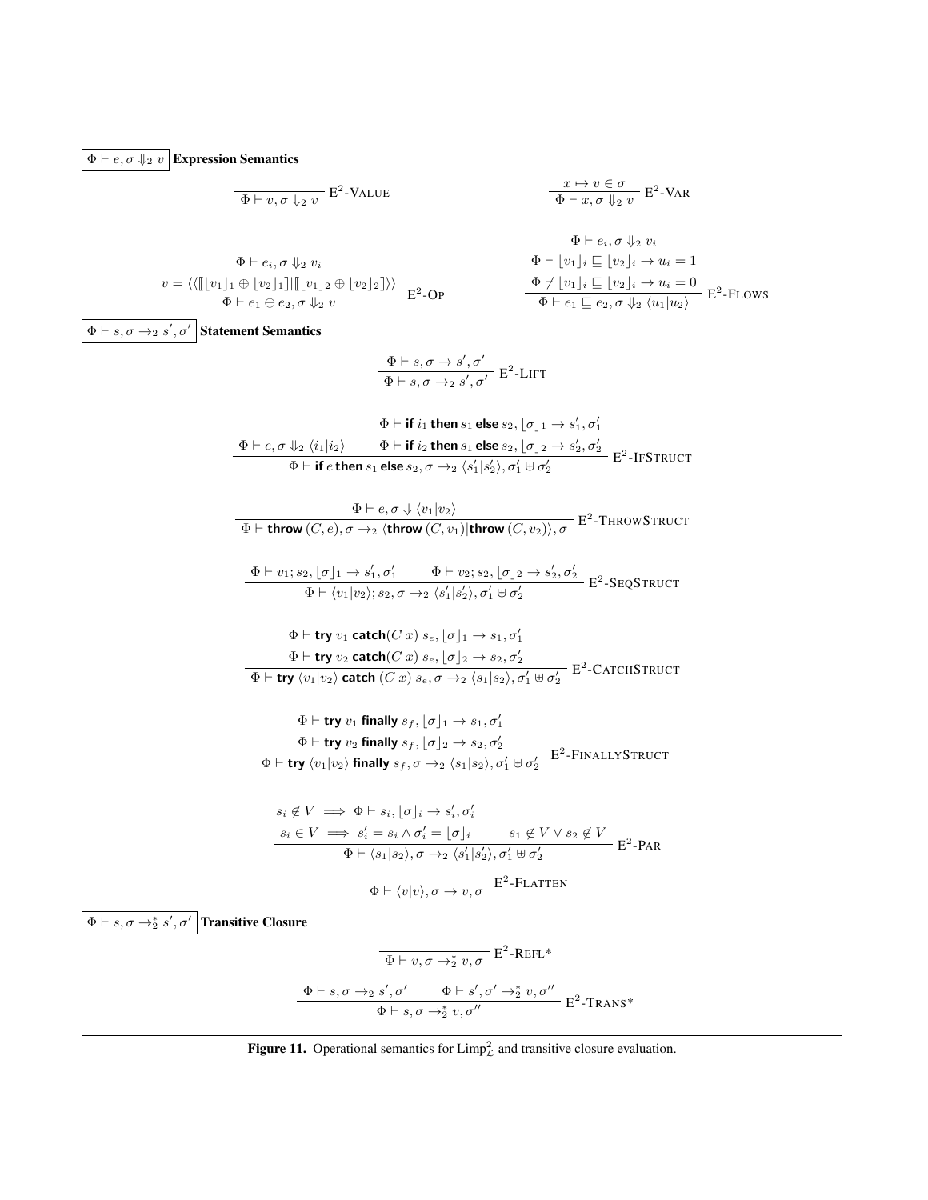$\boxed{\Phi \vdash e, \sigma \Downarrow_2 v}$ **Expression Semantics**

$$\frac{}{\Phi \vdash v, \sigma \Downarrow_2 v} \text{ E}^2\text{-VALUE} \qquad\qquad \frac{x \mapsto v \in \sigma}{\Phi \vdash x, \sigma \Downarrow_2 v} \text{ E}^2\text{-VAR}$$

$$\frac{\Phi \vdash e_i, \sigma \Downarrow_2 v_i \qquad v = \langle \langle [\![ \lfloor v_1 \rfloor_1 \oplus \lfloor v_2 \rfloor_1 ]\!] | [\![ \lfloor v_1 \rfloor_2 \oplus \lfloor v_2 \rfloor_2 ]\!] \rangle \rangle}{\Phi \vdash e_1 \oplus e_2, \sigma \Downarrow_2 v} \text{ E}^2\text{-OP}$$

$$\frac{\Phi \vdash e_i, \sigma \Downarrow_2 v_i \qquad \Phi \vdash \lfloor v_1 \rfloor_i \sqsubseteq \lfloor v_2 \rfloor_i \to u_i = 1 \qquad \Phi \not\vdash \lfloor v_1 \rfloor_i \sqsubseteq \lfloor v_2 \rfloor_i \to u_i = 0}{\Phi \vdash e_1 \sqsubseteq e_2, \sigma \Downarrow_2 \langle u_1 | u_2 \rangle} \text{ E}^2\text{-FLOWS}$$

$\boxed{\Phi \vdash s, \sigma \to_2 s', \sigma'}$ **Statement Semantics**

$$\frac{\Phi \vdash s, \sigma \to s', \sigma'}{\Phi \vdash s, \sigma \to_2 s', \sigma'} \text{ E}^2\text{-LIFT}$$

$$\frac{\Phi \vdash e, \sigma \Downarrow_2 \langle i_1 | i_2 \rangle \qquad \Phi \vdash \textbf{if } i_1 \textbf{ then } s_1 \textbf{ else } s_2, \lfloor \sigma \rfloor_1 \to s_1', \sigma_1' \qquad \Phi \vdash \textbf{if } i_2 \textbf{ then } s_1 \textbf{ else } s_2, \lfloor \sigma \rfloor_2 \to s_2', \sigma_2'}{\Phi \vdash \textbf{if } e \textbf{ then } s_1 \textbf{ else } s_2, \sigma \to_2 \langle s_1' | s_2' \rangle, \sigma_1' \uplus \sigma_2'} \text{ E}^2\text{-IFSTRUCT}$$

$$\frac{\Phi \vdash e, \sigma \Downarrow \langle v_1 | v_2 \rangle}{\Phi \vdash \textbf{throw}\,(C, e), \sigma \to_2 \langle \textbf{throw}\,(C, v_1) | \textbf{throw}\,(C, v_2) \rangle, \sigma} \text{ E}^2\text{-THROWSTRUCT}$$

$$\frac{\Phi \vdash v_1; s_2, \lfloor \sigma \rfloor_1 \to s_1', \sigma_1' \qquad \Phi \vdash v_2; s_2, \lfloor \sigma \rfloor_2 \to s_2', \sigma_2'}{\Phi \vdash \langle v_1 | v_2 \rangle; s_2, \sigma \to_2 \langle s_1' | s_2' \rangle, \sigma_1' \uplus \sigma_2'} \text{ E}^2\text{-SEQSTRUCT}$$

$$\frac{\Phi \vdash \textbf{try } v_1 \textbf{ catch}(C\ x)\ s_e, \lfloor \sigma \rfloor_1 \to s_1, \sigma_1' \qquad \Phi \vdash \textbf{try } v_2 \textbf{ catch}(C\ x)\ s_e, \lfloor \sigma \rfloor_2 \to s_2, \sigma_2'}{\Phi \vdash \textbf{try } \langle v_1 | v_2 \rangle \textbf{ catch } (C\ x)\ s_e, \sigma \to_2 \langle s_1 | s_2 \rangle, \sigma_1' \uplus \sigma_2'} \text{ E}^2\text{-CATCHSTRUCT}$$

$$\frac{\Phi \vdash \textbf{try } v_1 \textbf{ finally } s_f, \lfloor \sigma \rfloor_1 \to s_1, \sigma_1' \qquad \Phi \vdash \textbf{try } v_2 \textbf{ finally } s_f, \lfloor \sigma \rfloor_2 \to s_2, \sigma_2'}{\Phi \vdash \textbf{try } \langle v_1 | v_2 \rangle \textbf{ finally } s_f, \sigma \to_2 \langle s_1 | s_2 \rangle, \sigma_1' \uplus \sigma_2'} \text{ E}^2\text{-FINALLYSTRUCT}$$

$$\frac{s_i \notin V \implies \Phi \vdash s_i, \lfloor \sigma \rfloor_i \to s_i', \sigma_i' \qquad s_i \in V \implies s_i' = s_i \wedge \sigma_i' = \lfloor \sigma \rfloor_i \qquad s_1 \notin V \vee s_2 \notin V}{\Phi \vdash \langle s_1 | s_2 \rangle, \sigma \to_2 \langle s_1' | s_2' \rangle, \sigma_1' \uplus \sigma_2'} \text{ E}^2\text{-PAR}$$

$$\frac{}{\Phi \vdash \langle v | v \rangle, \sigma \to v, \sigma} \text{ E}^2\text{-FLATTEN}$$

$\boxed{\Phi \vdash s, \sigma \to_2^* s', \sigma'}$ **Transitive Closure**

$$\frac{}{\Phi \vdash v, \sigma \to_2^* v, \sigma} \text{ E}^2\text{-REFL*}$$

$$\frac{\Phi \vdash s, \sigma \to_2 s', \sigma' \qquad \Phi \vdash s', \sigma' \to_2^* v, \sigma''}{\Phi \vdash s, \sigma \to_2^* v, \sigma''} \text{ E}^2\text{-TRANS*}$$

**Figure 11.** Operational semantics for $\text{Limp}^2_{\mathcal{L}}$ and transitive closure evaluation.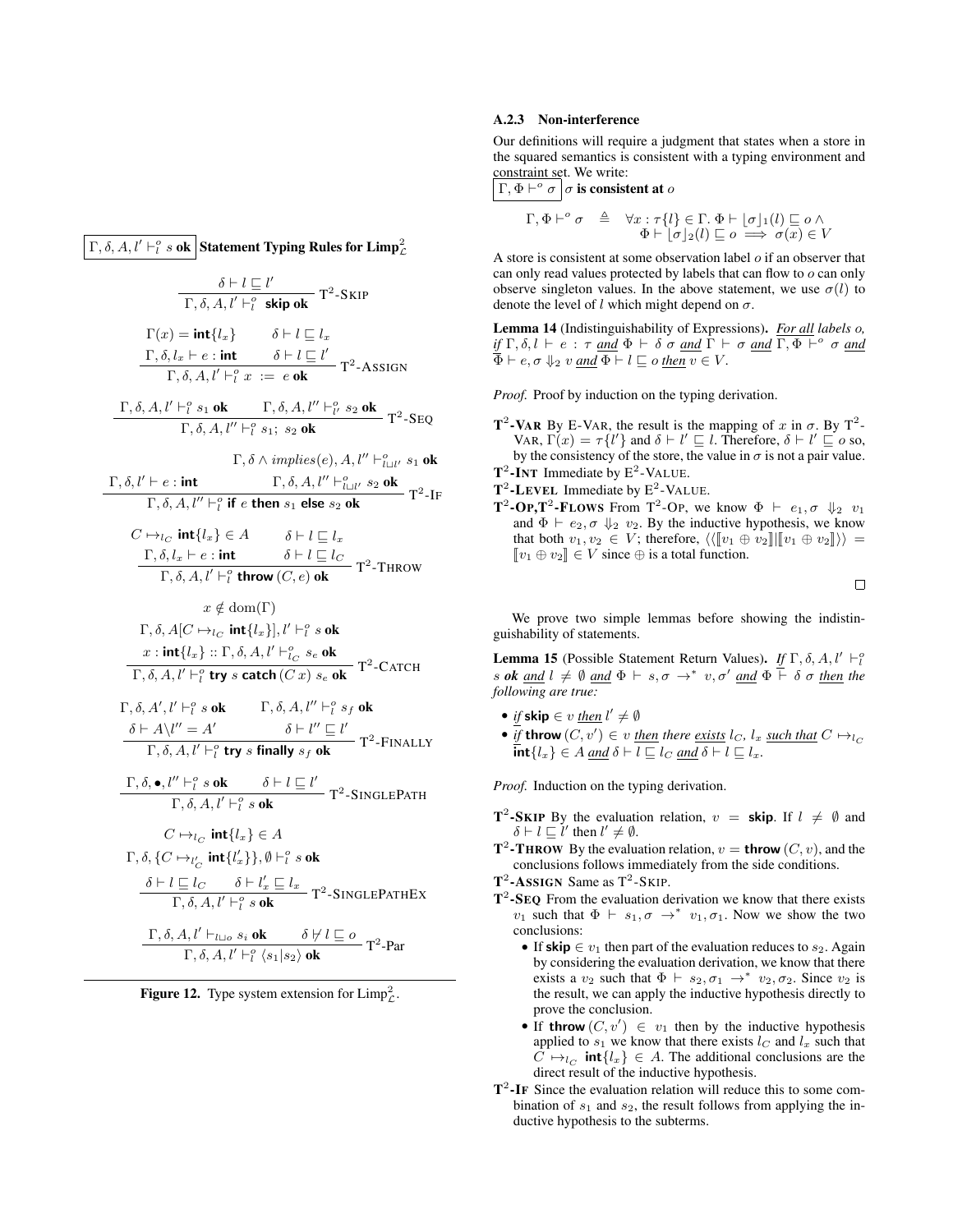$$\boxed{\Gamma, \delta, A, l' \vdash^o_l s \textbf{ ok}}\ \textbf{Statement Typing Rules for Limp}^2_{\mathcal{L}}$$

$$\frac{\delta \vdash l \sqsubseteq l'}{\Gamma, \delta, A, l' \vdash^o_l \textbf{skip ok}}\ \text{T}^2\text{-Skip}$$

$$\frac{\Gamma(x) = \textbf{int}\{l_x\} \qquad \delta \vdash l \sqsubseteq l_x \qquad \Gamma, \delta, l_x \vdash e : \textbf{int} \qquad \delta \vdash l \sqsubseteq l'}{\Gamma, \delta, A, l' \vdash^o_l x := e \textbf{ ok}}\ \text{T}^2\text{-Assign}$$

$$\frac{\Gamma, \delta, A, l' \vdash^o_l s_1 \textbf{ ok} \qquad \Gamma, \delta, A, l'' \vdash^o_{l'} s_2 \textbf{ ok}}{\Gamma, \delta, A, l'' \vdash^o_l s_1;\ s_2 \textbf{ ok}}\ \text{T}^2\text{-Seq}$$

$$\frac{\Gamma, \delta \wedge \mathit{implies}(e), A, l'' \vdash^o_{l \sqcup l'} s_1 \textbf{ ok} \qquad \Gamma, \delta, l' \vdash e : \textbf{int} \qquad \Gamma, \delta, A, l'' \vdash^o_{l \sqcup l'} s_2 \textbf{ ok}}{\Gamma, \delta, A, l'' \vdash^o_l \textbf{if } e \textbf{ then } s_1 \textbf{ else } s_2 \textbf{ ok}}\ \text{T}^2\text{-If}$$

$$\frac{C \mapsto_{l_C} \textbf{int}\{l_x\} \in A \qquad \delta \vdash l \sqsubseteq l_x \qquad \Gamma, \delta, l_x \vdash e : \textbf{int} \qquad \delta \vdash l \sqsubseteq l_C}{\Gamma, \delta, A, l' \vdash^o_l \textbf{throw}\,(C, e) \textbf{ ok}}\ \text{T}^2\text{-Throw}$$

$$\frac{x \notin \mathrm{dom}(\Gamma) \qquad \Gamma, \delta, A[C \mapsto_{l_C} \textbf{int}\{l_x\}], l' \vdash^o_l s \textbf{ ok} \qquad x : \textbf{int}\{l_x\} :: \Gamma, \delta, A, l' \vdash^o_{l_C} s_e \textbf{ ok}}{\Gamma, \delta, A, l' \vdash^o_l \textbf{try } s \textbf{ catch}\,(C\ x)\ s_e \textbf{ ok}}\ \text{T}^2\text{-Catch}$$

$$\frac{\Gamma, \delta, A', l' \vdash^o_l s \textbf{ ok} \qquad \Gamma, \delta, A, l'' \vdash^o_l s_f \textbf{ ok} \qquad \delta \vdash A \backslash l'' = A' \qquad \delta \vdash l'' \sqsubseteq l'}{\Gamma, \delta, A, l' \vdash^o_l \textbf{try } s \textbf{ finally } s_f \textbf{ ok}}\ \text{T}^2\text{-Finally}$$

$$\frac{\Gamma, \delta, \bullet, l'' \vdash^o_l s \textbf{ ok} \qquad \delta \vdash l \sqsubseteq l'}{\Gamma, \delta, A, l' \vdash^o_l s \textbf{ ok}}\ \text{T}^2\text{-SinglePath}$$

$$\frac{C \mapsto_{l_C} \textbf{int}\{l_x\} \in A \qquad \Gamma, \delta, \{C \mapsto_{l'_C} \textbf{int}\{l'_x\}\}, \emptyset \vdash^o_l s \textbf{ ok} \qquad \delta \vdash l \sqsubseteq l_C \qquad \delta \vdash l'_x \sqsubseteq l_x}{\Gamma, \delta, A, l' \vdash^o_l s \textbf{ ok}}\ \text{T}^2\text{-SinglePathEx}$$

$$\frac{\Gamma, \delta, A, l' \vdash_{l \sqcup o} s_i \textbf{ ok} \qquad \delta \not\vdash l \sqsubseteq o}{\Gamma, \delta, A, l' \vdash^o_l \langle s_1 | s_2 \rangle \textbf{ ok}}\ \text{T}^2\text{-Par}$$

**Figure 12.** Type system extension for $\text{Limp}^2_{\mathcal{L}}$.

### A.2.3 Non-interference

Our definitions will require a judgment that states when a store in the squared semantics is consistent with a typing environment and constraint set. We write:

$\boxed{\Gamma, \Phi \vdash^o \sigma}$ $\sigma$ **is consistent at** $o$

$$\Gamma, \Phi \vdash^o \sigma \quad \triangleq \quad \forall x : \tau\{l\} \in \Gamma.\ \Phi \vdash \lfloor\sigma\rfloor_1(l) \sqsubseteq o \wedge \Phi \vdash \lfloor\sigma\rfloor_2(l) \sqsubseteq o \implies \sigma(x) \in V$$

A store is consistent at some observation label $o$ if an observer that can only read values protected by labels that can flow to $o$ can only observe singleton values. In the above statement, we use $\sigma(l)$ to denote the level of $l$ which might depend on $\sigma$.

**Lemma 14** (Indistinguishability of Expressions)**.** *For all labels o, if $\Gamma, \delta, l \vdash e : \tau$ and $\Phi \vdash \delta\ \sigma$ and $\Gamma \vdash \sigma$ and $\Gamma, \Phi \vdash^o \sigma$ and $\Phi \vdash e, \sigma \Downarrow_2 v$ and $\Phi \vdash l \sqsubseteq o$ then $v \in V$.*

*Proof.* Proof by induction on the typing derivation.

- **T$^2$-Var** By E-Var, the result is the mapping of $x$ in $\sigma$. By T$^2$-Var, $\Gamma(x) = \tau\{l'\}$ and $\delta \vdash l' \sqsubseteq l$. Therefore, $\delta \vdash l' \sqsubseteq o$ so, by the consistency of the store, the value in $\sigma$ is not a pair value.
- **T$^2$-Int** Immediate by E$^2$-Value.
- **T$^2$-Level** Immediate by E$^2$-Value.
- **T$^2$-Op,T$^2$-Flows** From T$^2$-Op, we know $\Phi \vdash e_1, \sigma \Downarrow_2 v_1$ and $\Phi \vdash e_2, \sigma \Downarrow_2 v_2$. By the inductive hypothesis, we know that both $v_1, v_2 \in V$; therefore, $\langle\langle [\![v_1 \oplus v_2]\!] | [\![v_1 \oplus v_2]\!] \rangle\rangle = [\![v_1 \oplus v_2]\!] \in V$ since $\oplus$ is a total function.

□

We prove two simple lemmas before showing the indistinguishability of statements.

**Lemma 15** (Possible Statement Return Values)**.** *If $\Gamma, \delta, A, l' \vdash^o_l s$ ok and $l \neq \emptyset$ and $\Phi \vdash s, \sigma \to^* v, \sigma'$ and $\Phi \vdash \delta\ \sigma$ then the following are true:*

- *if* **skip** $\in v$ *then* $l' \neq \emptyset$
- *if* **throw** $(C, v') \in v$ *then there exists* $l_C$, $l_x$ *such that* $C \mapsto_{l_C} \textbf{int}\{l_x\} \in A$ *and* $\delta \vdash l \sqsubseteq l_C$ *and* $\delta \vdash l \sqsubseteq l_x$.

*Proof.* Induction on the typing derivation.

- **T$^2$-Skip** By the evaluation relation, $v = \textbf{skip}$. If $l \neq \emptyset$ and $\delta \vdash l \sqsubseteq l'$ then $l' \neq \emptyset$.
- **T$^2$-Throw** By the evaluation relation, $v = \textbf{throw}\,(C, v)$, and the conclusions follows immediately from the side conditions.
- **T$^2$-Assign** Same as T$^2$-Skip.
- **T$^2$-Seq** From the evaluation derivation we know that there exists $v_1$ such that $\Phi \vdash s_1, \sigma \to^* v_1, \sigma_1$. Now we show the two conclusions:
  - If **skip** $\in v_1$ then part of the evaluation reduces to $s_2$. Again by considering the evaluation derivation, we know that there exists a $v_2$ such that $\Phi \vdash s_2, \sigma_1 \to^* v_2, \sigma_2$. Since $v_2$ is the result, we can apply the inductive hypothesis directly to prove the conclusion.
  - If **throw** $(C, v') \in v_1$ then by the inductive hypothesis applied to $s_1$ we know that there exists $l_C$ and $l_x$ such that $C \mapsto_{l_C} \textbf{int}\{l_x\} \in A$. The additional conclusions are the direct result of the inductive hypothesis.
- **T$^2$-If** Since the evaluation relation will reduce this to some combination of $s_1$ and $s_2$, the result follows from applying the inductive hypothesis to the subterms.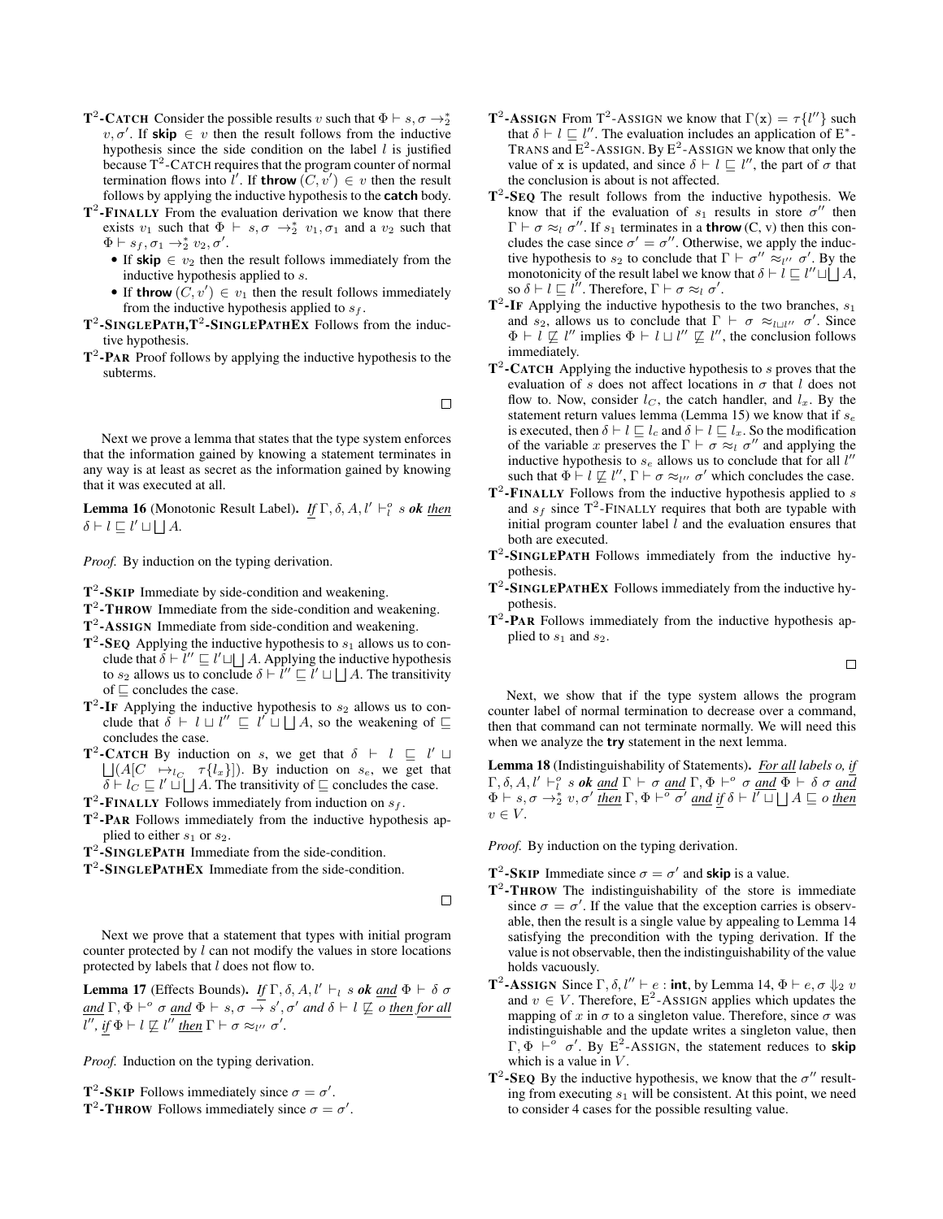- **$T^2$-CATCH** Consider the possible results $v$ such that $\Phi \vdash s, \sigma \rightarrow_2^* v, \sigma'$. If **skip** $\in v$ then the result follows from the inductive hypothesis since the side condition on the label $l$ is justified because $T^2$-CATCH requires that the program counter of normal termination flows into $l'$. If **throw** $(C, v') \in v$ then the result follows by applying the inductive hypothesis to the **catch** body.
- **$T^2$-FINALLY** From the evaluation derivation we know that there exists $v_1$ such that $\Phi \vdash s, \sigma \rightarrow_2^* v_1, \sigma_1$ and a $v_2$ such that $\Phi \vdash s_f, \sigma_1 \rightarrow_2^* v_2, \sigma'$.
  - If **skip** $\in v_2$ then the result follows immediately from the inductive hypothesis applied to $s$.
  - If **throw** $(C, v') \in v_1$ then the result follows immediately from the inductive hypothesis applied to $s_f$.
- **$T^2$-SINGLEPATH,$T^2$-SINGLEPATHEX** Follows from the inductive hypothesis.
- **$T^2$-PAR** Proof follows by applying the inductive hypothesis to the subterms.

□

Next we prove a lemma that states that the type system enforces that the information gained by knowing a statement terminates in any way is at least as secret as the information gained by knowing that it was executed at all.

**Lemma 16** (Monotonic Result Label). *If $\Gamma, \delta, A, l' \vdash_l^o s$ **ok** then $\delta \vdash l \sqsubseteq l' \sqcup \bigsqcup A$.*

*Proof.* By induction on the typing derivation.

- **$T^2$-SKIP** Immediate by side-condition and weakening.
- **$T^2$-THROW** Immediate from the side-condition and weakening.
- **$T^2$-ASSIGN** Immediate from side-condition and weakening.
- **$T^2$-SEQ** Applying the inductive hypothesis to $s_1$ allows us to conclude that $\delta \vdash l'' \sqsubseteq l' \sqcup \bigsqcup A$. Applying the inductive hypothesis to $s_2$ allows us to conclude $\delta \vdash l'' \sqsubseteq l' \sqcup \bigsqcup A$. The transitivity of $\sqsubseteq$ concludes the case.
- **$T^2$-IF** Applying the inductive hypothesis to $s_2$ allows us to conclude that $\delta \vdash l \sqcup l'' \sqsubseteq l' \sqcup \bigsqcup A$, so the weakening of $\sqsubseteq$ concludes the case.
- **$T^2$-CATCH** By induction on $s$, we get that $\delta \vdash l \sqsubseteq l' \sqcup \bigsqcup(A[C \mapsto_{l_C} \tau\{l_x\}])$. By induction on $s_e$, we get that $\delta \vdash l_C \sqsubseteq l' \sqcup \bigsqcup A$. The transitivity of $\sqsubseteq$ concludes the case.
- **$T^2$-FINALLY** Follows immediately from induction on $s_f$.
- **$T^2$-PAR** Follows immediately from the inductive hypothesis applied to either $s_1$ or $s_2$.
- **$T^2$-SINGLEPATH** Immediate from the side-condition.
- **$T^2$-SINGLEPATHEX** Immediate from the side-condition.

□

Next we prove that a statement that types with initial program counter protected by $l$ can not modify the values in store locations protected by labels that $l$ does not flow to.

**Lemma 17** (Effects Bounds). *If $\Gamma, \delta, A, l' \vdash_l s$ **ok** and $\Phi \vdash \delta\ \sigma$ and $\Gamma, \Phi \vdash^o \sigma$ and $\Phi \vdash s, \sigma \rightarrow s', \sigma'$ and $\delta \vdash l \not\sqsubseteq o$ then for all $l''$, if $\Phi \vdash l \not\sqsubseteq l''$ then $\Gamma \vdash \sigma \approx_{l''} \sigma'$.*

*Proof.* Induction on the typing derivation.

- **$T^2$-SKIP** Follows immediately since $\sigma = \sigma'$.
- **$T^2$-THROW** Follows immediately since $\sigma = \sigma'$.
- **$T^2$-ASSIGN** From $T^2$-ASSIGN we know that $\Gamma(\mathtt{x}) = \tau\{l''\}$ such that $\delta \vdash l \sqsubseteq l''$. The evaluation includes an application of E$^*$-TRANS and E$^2$-ASSIGN. By E$^2$-ASSIGN we know that only the value of $\mathtt{x}$ is updated, and since $\delta \vdash l \sqsubseteq l''$, the part of $\sigma$ that the conclusion is about is not affected.
- **$T^2$-SEQ** The result follows from the inductive hypothesis. We know that if the evaluation of $s_1$ results in store $\sigma''$ then $\Gamma \vdash \sigma \approx_l \sigma''$. If $s_1$ terminates in a **throw** (C, v) then this concludes the case since $\sigma' = \sigma''$. Otherwise, we apply the inductive hypothesis to $s_2$ to conclude that $\Gamma \vdash \sigma'' \approx_{l''} \sigma'$. By the monotonicity of the result label we know that $\delta \vdash l \sqsubseteq l'' \sqcup \bigsqcup A$, so $\delta \vdash l \sqsubseteq l''$. Therefore, $\Gamma \vdash \sigma \approx_l \sigma'$.
- **$T^2$-IF** Applying the inductive hypothesis to the two branches, $s_1$ and $s_2$, allows us to conclude that $\Gamma \vdash \sigma \approx_{l \sqcup l''} \sigma'$. Since $\Phi \vdash l \not\sqsubseteq l''$ implies $\Phi \vdash l \sqcup l'' \not\sqsubseteq l''$, the conclusion follows immediately.
- **$T^2$-CATCH** Applying the inductive hypothesis to $s$ proves that the evaluation of $s$ does not affect locations in $\sigma$ that $l$ does not flow to. Now, consider $l_C$, the catch handler, and $l_x$. By the statement return values lemma (Lemma 15) we know that if $s_e$ is executed, then $\delta \vdash l \sqsubseteq l_c$ and $\delta \vdash l \sqsubseteq l_x$. So the modification of the variable $x$ preserves the $\Gamma \vdash \sigma \approx_l \sigma''$ and applying the inductive hypothesis to $s_e$ allows us to conclude that for all $l''$ such that $\Phi \vdash l \not\sqsubseteq l''$, $\Gamma \vdash \sigma \approx_{l''} \sigma'$ which concludes the case.
- **$T^2$-FINALLY** Follows from the inductive hypothesis applied to $s$ and $s_f$ since $T^2$-FINALLY requires that both are typable with initial program counter label $l$ and the evaluation ensures that both are executed.
- **$T^2$-SINGLEPATH** Follows immediately from the inductive hypothesis.
- **$T^2$-SINGLEPATHEX** Follows immediately from the inductive hypothesis.
- **$T^2$-PAR** Follows immediately from the inductive hypothesis applied to $s_1$ and $s_2$.

□

Next, we show that if the type system allows the program counter label of normal termination to decrease over a command, then that command can not terminate normally. We will need this when we analyze the **try** statement in the next lemma.

**Lemma 18** (Indistinguishability of Statements). *For all labels $o$, if $\Gamma, \delta, A, l' \vdash_l^o s$ **ok** and $\Gamma \vdash \sigma$ and $\Gamma, \Phi \vdash^o \sigma$ and $\Phi \vdash \delta\ \sigma$ and $\Phi \vdash s, \sigma \rightarrow_2^* v, \sigma'$ then $\Gamma, \Phi \vdash^o \sigma'$ and if $\delta \vdash l' \sqcup \bigsqcup A \sqsubseteq o$ then $v \in V$.*

*Proof.* By induction on the typing derivation.

- **$T^2$-SKIP** Immediate since $\sigma = \sigma'$ and **skip** is a value.
- **$T^2$-THROW** The indistinguishability of the store is immediate since $\sigma = \sigma'$. If the value that the exception carries is observable, then the result is a single value by appealing to Lemma 14 satisfying the precondition with the typing derivation. If the value is not observable, then the indistinguishability of the value holds vacuously.
- **$T^2$-ASSIGN** Since $\Gamma, \delta, l'' \vdash e :$ **int**, by Lemma 14, $\Phi \vdash e, \sigma \Downarrow_2 v$ and $v \in V$. Therefore, E$^2$-ASSIGN applies which updates the mapping of $x$ in $\sigma$ to a singleton value. Therefore, since $\sigma$ was indistinguishable and the update writes a singleton value, then $\Gamma, \Phi \vdash^o \sigma'$. By E$^2$-ASSIGN, the statement reduces to **skip** which is a value in $V$.
- **$T^2$-SEQ** By the inductive hypothesis, we know that the $\sigma''$ resulting from executing $s_1$ will be consistent. At this point, we need to consider 4 cases for the possible resulting value.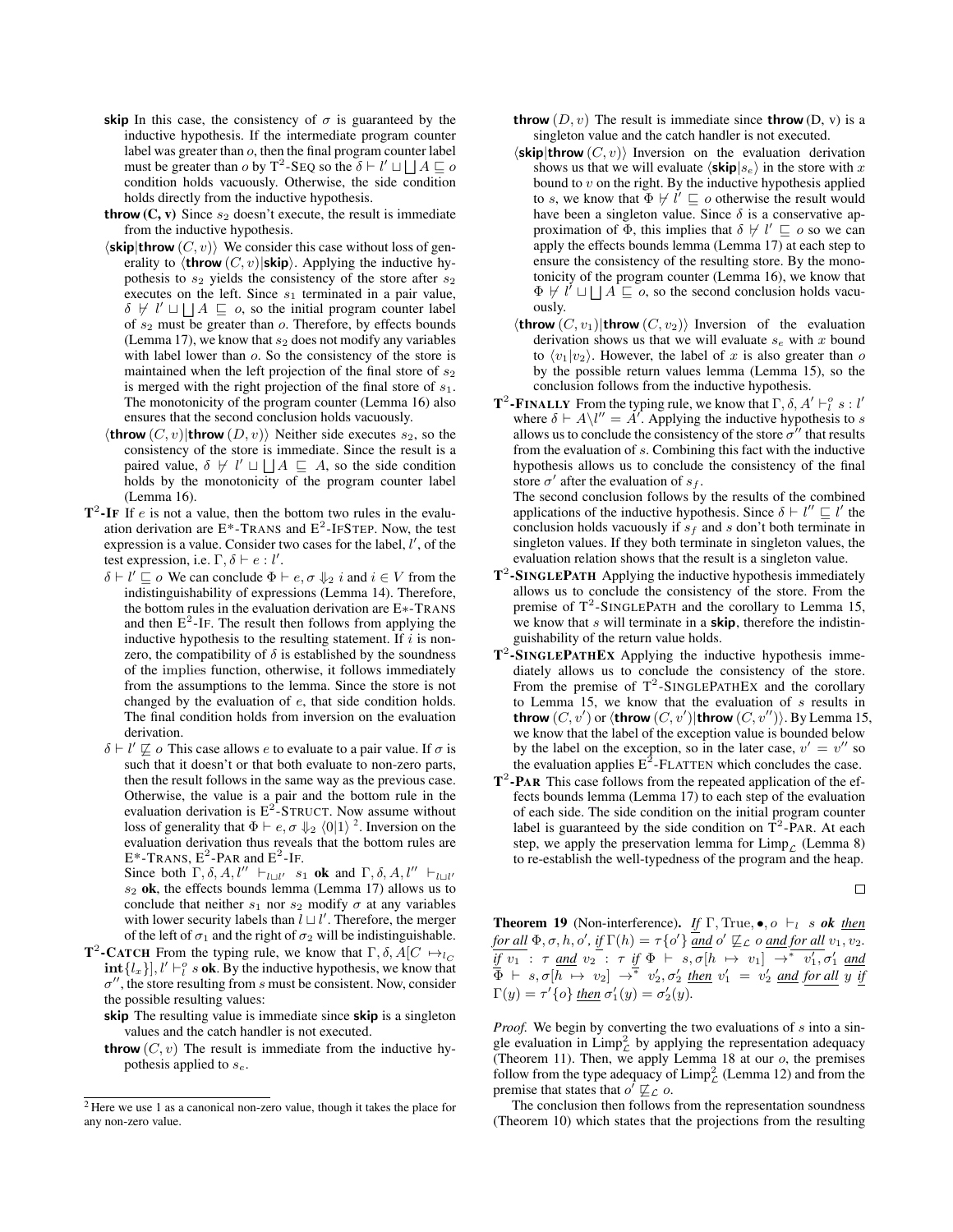**skip** In this case, the consistency of $\sigma$ is guaranteed by the inductive hypothesis. If the intermediate program counter label was greater than $o$, then the final program counter label must be greater than $o$ by T$^2$-SEQ so the $\delta \vdash l' \sqcup \bigsqcup A \sqsubseteq o$ condition holds vacuously. Otherwise, the side condition holds directly from the inductive hypothesis.

**throw (C, v)** Since $s_2$ doesn't execute, the result is immediate from the inductive hypothesis.

$\langle$**skip**$|$**throw** $(C, v)\rangle$ We consider this case without loss of generality to $\langle$**throw** $(C, v)|$**skip**$\rangle$. Applying the inductive hypothesis to $s_2$ yields the consistency of the store after $s_2$ executes on the left. Since $s_1$ terminated in a pair value, $\delta \not\vdash l' \sqcup \bigsqcup A \sqsubseteq o$, so the initial program counter label of $s_2$ must be greater than $o$. Therefore, by effects bounds (Lemma 17), we know that $s_2$ does not modify any variables with label lower than $o$. So the consistency of the store is maintained when the left projection of the final store of $s_2$ is merged with the right projection of the final store of $s_1$. The monotonicity of the program counter (Lemma 16) also ensures that the second conclusion holds vacuously.

$\langle$**throw** $(C, v)|$**throw** $(D, v)\rangle$ Neither side executes $s_2$, so the consistency of the store is immediate. Since the result is a paired value, $\delta \not\vdash l' \sqcup \bigsqcup A \sqsubseteq A$, so the side condition holds by the monotonicity of the program counter label (Lemma 16).

**T$^2$-IF** If $e$ is not a value, then the bottom two rules in the evaluation derivation are E$*$-TRANS and E$^2$-IFSTEP. Now, the test expression is a value. Consider two cases for the label, $l'$, of the test expression, i.e. $\Gamma, \delta \vdash e : l'$.

$\delta \vdash l' \sqsubseteq o$ We can conclude $\Phi \vdash e, \sigma \Downarrow_2 i$ and $i \in V$ from the indistinguishability of expressions (Lemma 14). Therefore, the bottom rules in the evaluation derivation are E$*$-TRANS and then E$^2$-IF. The result then follows from applying the inductive hypothesis to the resulting statement. If $i$ is non-zero, the compatibility of $\delta$ is established by the soundness of the implies function, otherwise, it follows immediately from the assumptions to the lemma. Since the store is not changed by the evaluation of $e$, that side condition holds. The final condition holds from inversion on the evaluation derivation.

$\delta \vdash l' \not\sqsubseteq o$ This case allows $e$ to evaluate to a pair value. If $\sigma$ is such that it doesn't or that both evaluate to non-zero parts, then the result follows in the same way as the previous case. Otherwise, the value is a pair and the bottom rule in the evaluation derivation is E$^2$-STRUCT. Now assume without loss of generality that $\Phi \vdash e, \sigma \Downarrow_2 \langle 0|1\rangle$ [2]. Inversion on the evaluation derivation thus reveals that the bottom rules are E$*$-TRANS, E$^2$-PAR and E$^2$-IF.

Since both $\Gamma, \delta, A, l'' \vdash_{l \sqcup l'} s_1$ **ok** and $\Gamma, \delta, A, l'' \vdash_{l \sqcup l'} s_2$ **ok**, the effects bounds lemma (Lemma 17) allows us to conclude that neither $s_1$ nor $s_2$ modify $\sigma$ at any variables with lower security labels than $l \sqcup l'$. Therefore, the merger of the left of $\sigma_1$ and the right of $\sigma_2$ will be indistinguishable.

**T$^2$-CATCH** From the typing rule, we know that $\Gamma, \delta, A[C \mapsto_{l_C} \textbf{int}\{l_x\}], l' \vdash^o_l s$ **ok**. By the inductive hypothesis, we know that $\sigma''$, the store resulting from $s$ must be consistent. Now, consider the possible resulting values:

**skip** The resulting value is immediate since **skip** is a singleton values and the catch handler is not executed.

**throw** $(C, v)$ The result is immediate from the inductive hypothesis applied to $s_e$.

**throw** $(D, v)$ The result is immediate since **throw** (D, v) is a singleton value and the catch handler is not executed.

$\langle$**skip**$|$**throw** $(C, v)\rangle$ Inversion on the evaluation derivation shows us that we will evaluate $\langle$**skip**$|s_e\rangle$ in the store with $x$ bound to $v$ on the right. By the inductive hypothesis applied to $s$, we know that $\Phi \not\vdash l' \sqsubseteq o$ otherwise the result would have been a singleton value. Since $\delta$ is a conservative approximation of $\Phi$, this implies that $\delta \not\vdash l' \sqsubseteq o$ so we can apply the effects bounds lemma (Lemma 17) at each step to ensure the consistency of the resulting store. By the monotonicity of the program counter (Lemma 16), we know that $\Phi \not\vdash l' \sqcup \bigsqcup A \sqsubseteq o$, so the second conclusion holds vacuously.

$\langle$**throw** $(C, v_1)|$**throw** $(C, v_2)\rangle$ Inversion of the evaluation derivation shows us that we will evaluate $s_e$ with $x$ bound to $\langle v_1|v_2\rangle$. However, the label of $x$ is also greater than $o$ by the possible return values lemma (Lemma 15), so the conclusion follows from the inductive hypothesis.

**T$^2$-FINALLY** From the typing rule, we know that $\Gamma, \delta, A' \vdash^o_l s : l'$ where $\delta \vdash A \backslash l'' = A'$. Applying the inductive hypothesis to $s$ allows us to conclude the consistency of the store $\sigma''$ that results from the evaluation of $s$. Combining this fact with the inductive hypothesis allows us to conclude the consistency of the final store $\sigma'$ after the evaluation of $s_f$.

The second conclusion follows by the results of the combined applications of the inductive hypothesis. Since $\delta \vdash l'' \sqsubseteq l'$ the conclusion holds vacuously if $s_f$ and $s$ don't both terminate in singleton values. If they both terminate in singleton values, the evaluation relation shows that the result is a singleton value.

**T$^2$-SINGLEPATH** Applying the inductive hypothesis immediately allows us to conclude the consistency of the store. From the premise of T$^2$-SINGLEPATH and the corollary to Lemma 15, we know that $s$ will terminate in a **skip**, therefore the indistinguishability of the return value holds.

**T$^2$-SINGLEPATHEX** Applying the inductive hypothesis immediately allows us to conclude the consistency of the store. From the premise of T$^2$-SINGLEPATHEX and the corollary to Lemma 15, we know that the evaluation of $s$ results in **throw** $(C, v')$ or $\langle$**throw** $(C, v')|$**throw** $(C, v'')\rangle$. By Lemma 15, we know that the label of the exception value is bounded below by the label on the exception, so in the later case, $v' = v''$ so the evaluation applies E$^2$-FLATTEN which concludes the case.

**T$^2$-PAR** This case follows from the repeated application of the effects bounds lemma (Lemma 17) to each step of the evaluation of each side. The side condition on the initial program counter label is guaranteed by the side condition on T$^2$-PAR. At each step, we apply the preservation lemma for Limp$_{\mathcal{L}}$ (Lemma 8) to re-establish the well-typedness of the program and the heap.

□

**Theorem 19** (Non-interference). *If* $\Gamma, \text{True}, \bullet, o \vdash_l s$ ***ok*** *then for all* $\Phi, \sigma, h, o'$, *if* $\Gamma(h) = \tau\{o'\}$ *and* $o' \not\sqsubseteq_{\mathcal{L}} o$ *and for all* $v_1, v_2$. *if* $v_1 : \tau$ *and* $v_2 : \tau$ *if* $\Phi \vdash s, \sigma[h \mapsto v_1] \rightarrow^* v_1', \sigma_1'$ *and* $\Phi \vdash s, \sigma[h \mapsto v_2] \rightarrow^* v_2', \sigma_2'$ *then* $v_1' = v_2'$ *and for all* $y$ *if* $\Gamma(y) = \tau'\{o\}$ *then* $\sigma_1'(y) = \sigma_2'(y)$.

*Proof.* We begin by converting the two evaluations of $s$ into a single evaluation in Limp$^2_{\mathcal{L}}$ by applying the representation adequacy (Theorem 11). Then, we apply Lemma 18 at our $o$, the premises follow from the type adequacy of Limp$^2_{\mathcal{L}}$ (Lemma 12) and from the premise that states that $o' \not\sqsubseteq_{\mathcal{L}} o$.

The conclusion then follows from the representation soundness (Theorem 10) which states that the projections from the resulting

[2] Here we use 1 as a canonical non-zero value, though it takes the place for any non-zero value.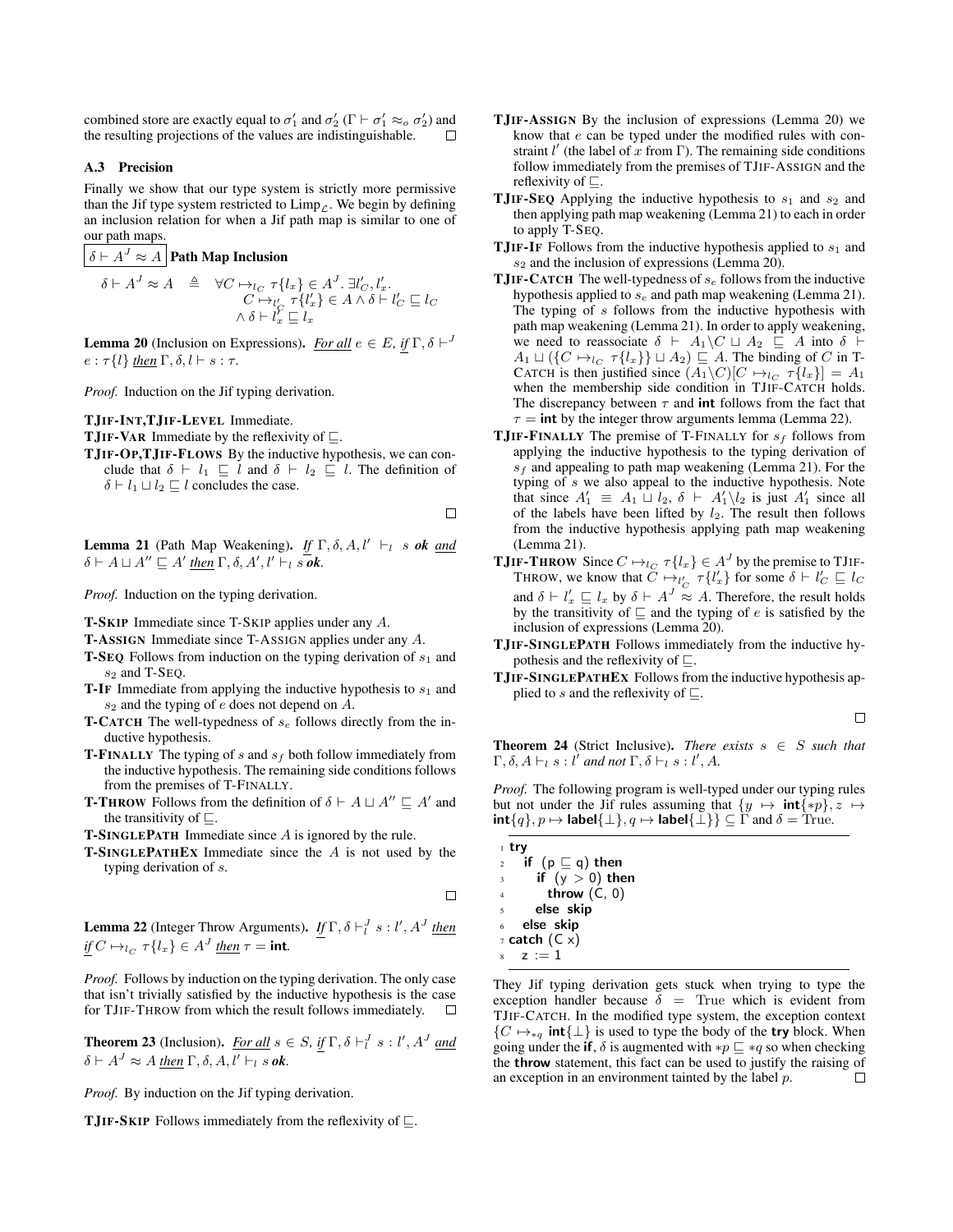combined store are exactly equal to $\sigma_1'$ and $\sigma_2'$ ($\Gamma \vdash \sigma_1' \approx_o \sigma_2'$) and the resulting projections of the values are indistinguishable. $\square$

### A.3 Precision

Finally we show that our type system is strictly more permissive than the Jif type system restricted to $\text{Limp}_C$. We begin by defining an inclusion relation for when a Jif path map is similar to one of our path maps.

$\boxed{\delta \vdash A^J \approx A}$ **Path Map Inclusion**

$$\delta \vdash A^J \approx A \quad \triangleq \quad \forall C \mapsto_{l_C} \tau\{l_x\} \in A^J.\, \exists l_C', l_x'.\; C \mapsto_{l_C'} \tau\{l_x'\} \in A \wedge \delta \vdash l_C' \sqsubseteq l_C \wedge \delta \vdash l_x' \sqsubseteq l_x$$

**Lemma 20** (Inclusion on Expressions). *For all $e \in E$, if $\Gamma, \delta \vdash^J e : \tau\{l\}$ then $\Gamma, \delta, l \vdash s : \tau$.*

*Proof.* Induction on the Jif typing derivation.

**TJIF-INT,TJIF-LEVEL** Immediate.

**TJIF-VAR** Immediate by the reflexivity of $\sqsubseteq$.

**TJIF-OP,TJIF-FLOWS** By the inductive hypothesis, we can conclude that $\delta \vdash l_1 \sqsubseteq l$ and $\delta \vdash l_2 \sqsubseteq l$. The definition of $\delta \vdash l_1 \sqcup l_2 \sqsubseteq l$ concludes the case.

$\square$

**Lemma 21** (Path Map Weakening). *If $\Gamma, \delta, A, l' \vdash_l s$ **ok** and $\delta \vdash A \sqcup A'' \sqsubseteq A'$ then $\Gamma, \delta, A', l' \vdash_l s$ **ok**.*

*Proof.* Induction on the typing derivation.

**T-SKIP** Immediate since T-SKIP applies under any $A$.

**T-ASSIGN** Immediate since T-ASSIGN applies under any $A$.

**T-SEQ** Follows from induction on the typing derivation of $s_1$ and $s_2$ and T-SEQ.

**T-IF** Immediate from applying the inductive hypothesis to $s_1$ and $s_2$ and the typing of $e$ does not depend on $A$.

**T-CATCH** The well-typedness of $s_e$ follows directly from the inductive hypothesis.

**T-FINALLY** The typing of $s$ and $s_f$ both follow immediately from the inductive hypothesis. The remaining side conditions follows from the premises of T-FINALLY.

**T-THROW** Follows from the definition of $\delta \vdash A \sqcup A'' \sqsubseteq A'$ and the transitivity of $\sqsubseteq$.

**T-SINGLEPATH** Immediate since $A$ is ignored by the rule.

**T-SINGLEPATHEX** Immediate since the $A$ is not used by the typing derivation of $s$.

$\square$

**Lemma 22** (Integer Throw Arguments). *If $\Gamma, \delta \vdash_l^J s : l', A^J$ then if $C \mapsto_{l_C} \tau\{l_x\} \in A^J$ then $\tau = \textbf{int}$.*

*Proof.* Follows by induction on the typing derivation. The only case that isn't trivially satisfied by the inductive hypothesis is the case for TJIF-THROW from which the result follows immediately. $\square$

**Theorem 23** (Inclusion). *For all $s \in S$, if $\Gamma, \delta \vdash_l^J s : l', A^J$ and $\delta \vdash A^J \approx A$ then $\Gamma, \delta, A, l' \vdash_l s$ **ok**.*

*Proof.* By induction on the Jif typing derivation.

**TJIF-SKIP** Follows immediately from the reflexivity of $\sqsubseteq$.

**TJIF-ASSIGN** By the inclusion of expressions (Lemma 20) we know that $e$ can be typed under the modified rules with constraint $l'$ (the label of $x$ from $\Gamma$). The remaining side conditions follow immediately from the premises of TJIF-ASSIGN and the reflexivity of $\sqsubseteq$.

**TJIF-SEQ** Applying the inductive hypothesis to $s_1$ and $s_2$ and then applying path map weakening (Lemma 21) to each in order to apply T-SEQ.

**TJIF-IF** Follows from the inductive hypothesis applied to $s_1$ and $s_2$ and the inclusion of expressions (Lemma 20).

**TJIF-CATCH** The well-typedness of $s_e$ follows from the inductive hypothesis applied to $s_e$ and path map weakening (Lemma 21). The typing of $s$ follows from the inductive hypothesis with path map weakening (Lemma 21). In order to apply weakening, we need to reassociate $\delta \vdash A_1 \backslash C \sqcup A_2 \sqsubseteq A$ into $\delta \vdash A_1 \sqcup (\{C \mapsto_{l_C} \tau\{l_x\}\} \sqcup A_2) \sqsubseteq A$. The binding of $C$ in T-CATCH is then justified since $(A_1 \backslash C)[C \mapsto_{l_C} \tau\{l_x\}] = A_1$ when the membership side condition in TJIF-CATCH holds. The discrepancy between $\tau$ and **int** follows from the fact that $\tau = \textbf{int}$ by the integer throw arguments lemma (Lemma 22).

**TJIF-FINALLY** The premise of T-FINALLY for $s_f$ follows from applying the inductive hypothesis to the typing derivation of $s_f$ and appealing to path map weakening (Lemma 21). For the typing of $s$ we also appeal to the inductive hypothesis. Note that since $A_1' \equiv A_1 \sqcup l_2$, $\delta \vdash A_1' \backslash l_2$ is just $A_1'$ since all of the labels have been lifted by $l_2$. The result then follows from the inductive hypothesis applying path map weakening (Lemma 21).

**TJIF-THROW** Since $C \mapsto_{l_C} \tau\{l_x\} \in A^J$ by the premise to TJIF-THROW, we know that $C \mapsto_{l_C'} \tau\{l_x'\}$ for some $\delta \vdash l_C' \sqsubseteq l_C$ and $\delta \vdash l_x' \sqsubseteq l_x$ by $\delta \vdash A^J \approx A$. Therefore, the result holds by the transitivity of $\sqsubseteq$ and the typing of $e$ is satisfied by the inclusion of expressions (Lemma 20).

**TJIF-SINGLEPATH** Follows immediately from the inductive hypothesis and the reflexivity of $\sqsubseteq$.

**TJIF-SINGLEPATHEX** Follows from the inductive hypothesis applied to $s$ and the reflexivity of $\sqsubseteq$.

$\square$

**Theorem 24** (Strict Inclusive). *There exists $s \in S$ such that $\Gamma, \delta, A \vdash_l s : l'$ and not $\Gamma, \delta \vdash_l s : l', A$.*

*Proof.* The following program is well-typed under our typing rules but not under the Jif rules assuming that $\{y \mapsto \textbf{int}\{*p\}, z \mapsto \textbf{int}\{q\}, p \mapsto \textbf{label}\{\bot\}, q \mapsto \textbf{label}\{\bot\}\} \subseteq \Gamma$ and $\delta = \text{True}$.

```
1 try
2   if (p ⊑ q) then
3     if (y > 0) then
4       throw (C, 0)
5     else skip
6   else skip
7 catch (C x)
8   z := 1
```

They Jif typing derivation gets stuck when trying to type the exception handler because $\delta = \text{True}$ which is evident from TJIF-CATCH. In the modified type system, the exception context $\{C \mapsto_{*q} \textbf{int}\{\bot\}$ is used to type the body of the **try** block. When going under the **if**, $\delta$ is augmented with $*p \sqsubseteq *q$ so when checking the **throw** statement, this fact can be used to justify the raising of an exception in an environment tainted by the label $p$. $\square$